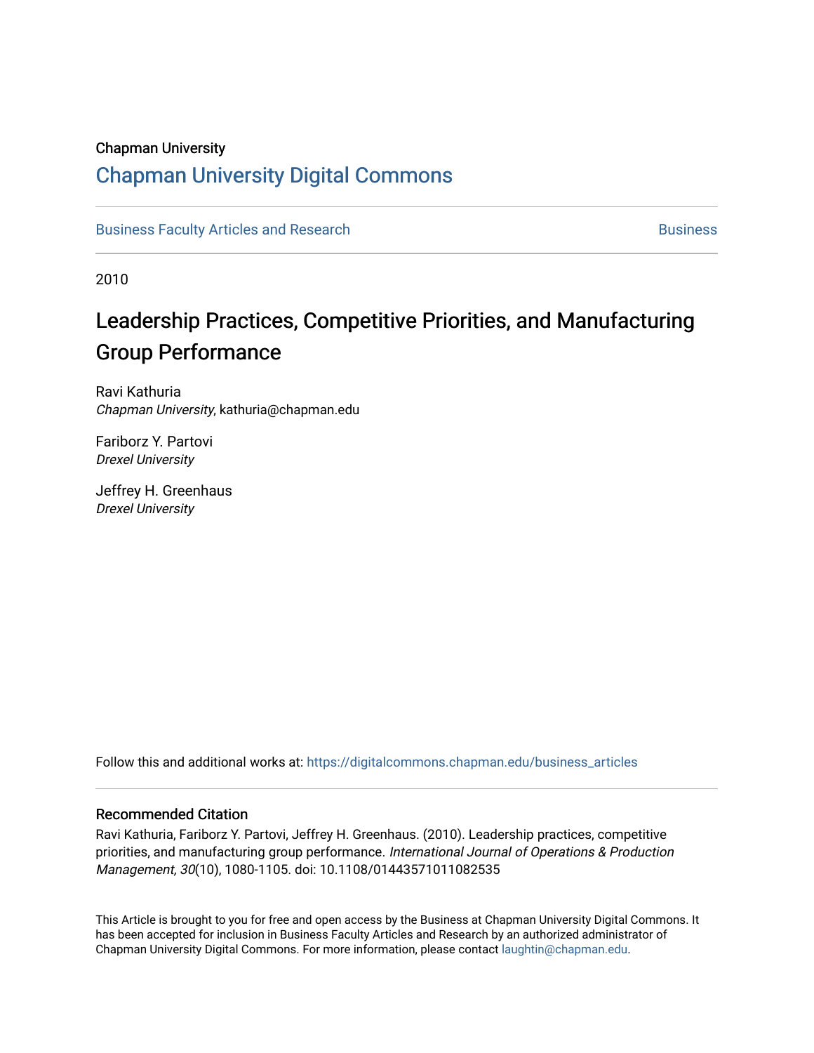Chapman University

# Chapman University Digital Commons

Business Faculty Articles and Research | Business

2010

## Leadership Practices, Competitive Priorities, and Manufacturing Group Performance

Ravi Kathuria
*Chapman University*, kathuria@chapman.edu

Fariborz Y. Partovi
*Drexel University*

Jeffrey H. Greenhaus
*Drexel University*

Follow this and additional works at: https://digitalcommons.chapman.edu/business_articles

### Recommended Citation

Ravi Kathuria, Fariborz Y. Partovi, Jeffrey H. Greenhaus. (2010). Leadership practices, competitive priorities, and manufacturing group performance. *International Journal of Operations & Production Management, 30*(10), 1080-1105. doi: 10.1108/01443571011082535

This Article is brought to you for free and open access by the Business at Chapman University Digital Commons. It has been accepted for inclusion in Business Faculty Articles and Research by an authorized administrator of Chapman University Digital Commons. For more information, please contact laughtin@chapman.edu.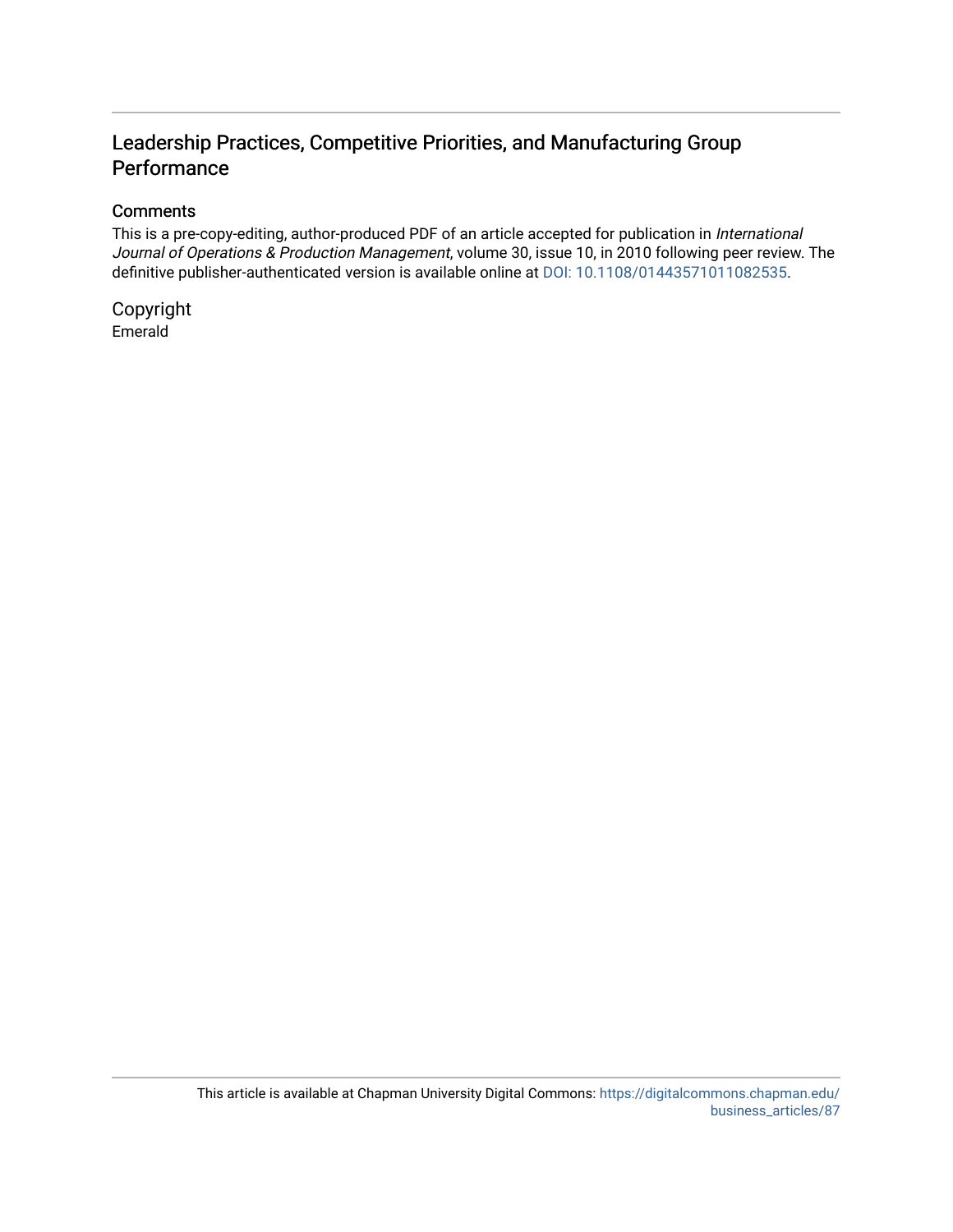# Leadership Practices, Competitive Priorities, and Manufacturing Group Performance

## Comments

This is a pre-copy-editing, author-produced PDF of an article accepted for publication in *International Journal of Operations & Production Management*, volume 30, issue 10, in 2010 following peer review. The definitive publisher-authenticated version is available online at DOI: 10.1108/01443571011082535.

## Copyright

Emerald

This article is available at Chapman University Digital Commons: https://digitalcommons.chapman.edu/business_articles/87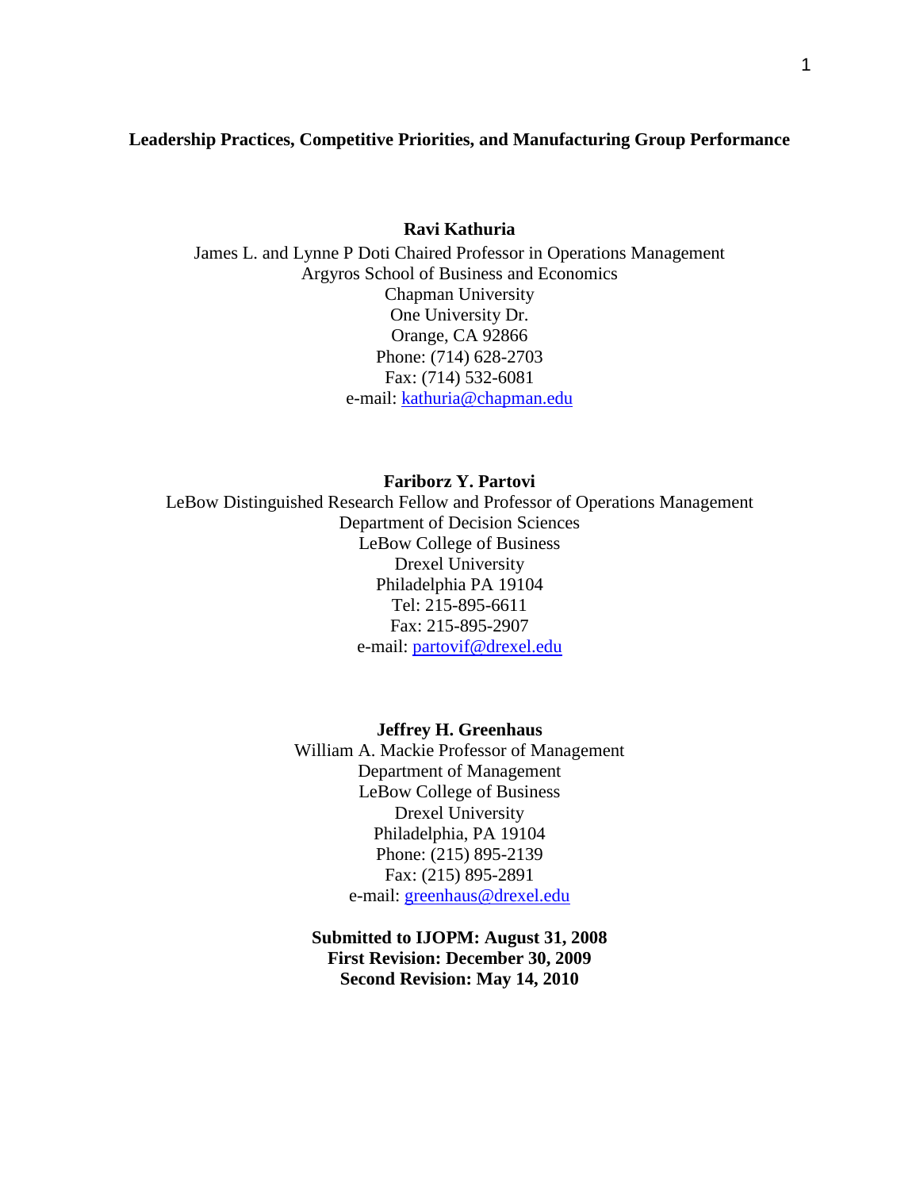# Leadership Practices, Competitive Priorities, and Manufacturing Group Performance

**Ravi Kathuria**

James L. and Lynne P Doti Chaired Professor in Operations Management
Argyros School of Business and Economics
Chapman University
One University Dr.
Orange, CA 92866
Phone: (714) 628-2703
Fax: (714) 532-6081
e-mail: kathuria@chapman.edu

**Fariborz Y. Partovi**

LeBow Distinguished Research Fellow and Professor of Operations Management
Department of Decision Sciences
LeBow College of Business
Drexel University
Philadelphia PA 19104
Tel: 215-895-6611
Fax: 215-895-2907
e-mail: partovif@drexel.edu

**Jeffrey H. Greenhaus**

William A. Mackie Professor of Management
Department of Management
LeBow College of Business
Drexel University
Philadelphia, PA 19104
Phone: (215) 895-2139
Fax: (215) 895-2891
e-mail: greenhaus@drexel.edu

**Submitted to IJOPM: August 31, 2008**
**First Revision: December 30, 2009**
**Second Revision: May 14, 2010**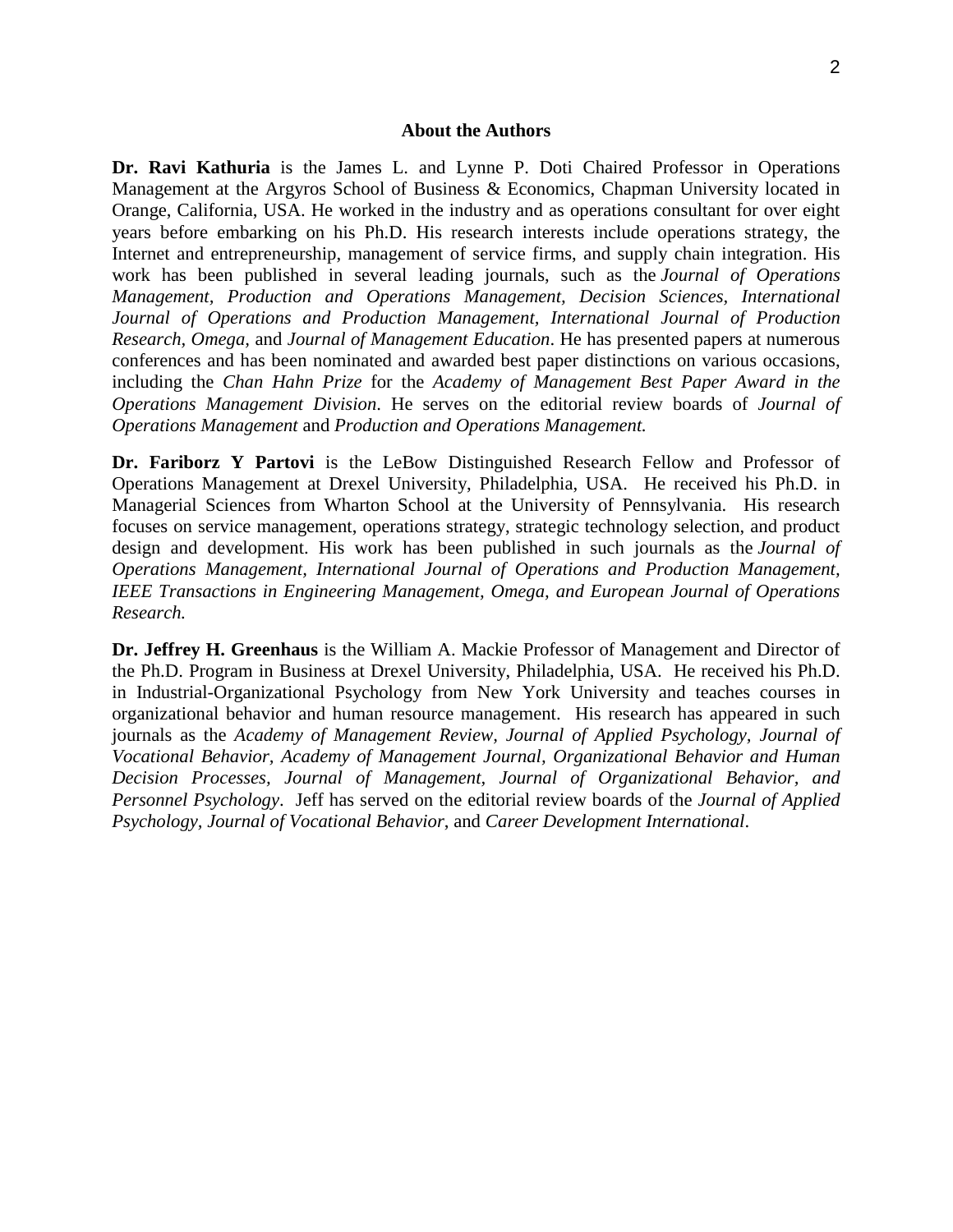## About the Authors

**Dr. Ravi Kathuria** is the James L. and Lynne P. Doti Chaired Professor in Operations Management at the Argyros School of Business & Economics, Chapman University located in Orange, California, USA. He worked in the industry and as operations consultant for over eight years before embarking on his Ph.D. His research interests include operations strategy, the Internet and entrepreneurship, management of service firms, and supply chain integration. His work has been published in several leading journals, such as the *Journal of Operations Management*, *Production and Operations Management*, *Decision Sciences*, *International Journal of Operations and Production Management*, *International Journal of Production Research*, *Omega*, and *Journal of Management Education*. He has presented papers at numerous conferences and has been nominated and awarded best paper distinctions on various occasions, including the *Chan Hahn Prize* for the *Academy of Management Best Paper Award in the Operations Management Division*. He serves on the editorial review boards of *Journal of Operations Management* and *Production and Operations Management.*

**Dr. Fariborz Y Partovi** is the LeBow Distinguished Research Fellow and Professor of Operations Management at Drexel University, Philadelphia, USA. He received his Ph.D. in Managerial Sciences from Wharton School at the University of Pennsylvania. His research focuses on service management, operations strategy, strategic technology selection, and product design and development. His work has been published in such journals as the *Journal of Operations Management, International Journal of Operations and Production Management, IEEE Transactions in Engineering Management, Omega, and European Journal of Operations Research.*

**Dr. Jeffrey H. Greenhaus** is the William A. Mackie Professor of Management and Director of the Ph.D. Program in Business at Drexel University, Philadelphia, USA. He received his Ph.D. in Industrial-Organizational Psychology from New York University and teaches courses in organizational behavior and human resource management. His research has appeared in such journals as the *Academy of Management Review, Journal of Applied Psychology, Journal of Vocational Behavior, Academy of Management Journal, Organizational Behavior and Human Decision Processes, Journal of Management, Journal of Organizational Behavior, and Personnel Psychology*. Jeff has served on the editorial review boards of the *Journal of Applied Psychology*, *Journal of Vocational Behavior*, and *Career Development International*.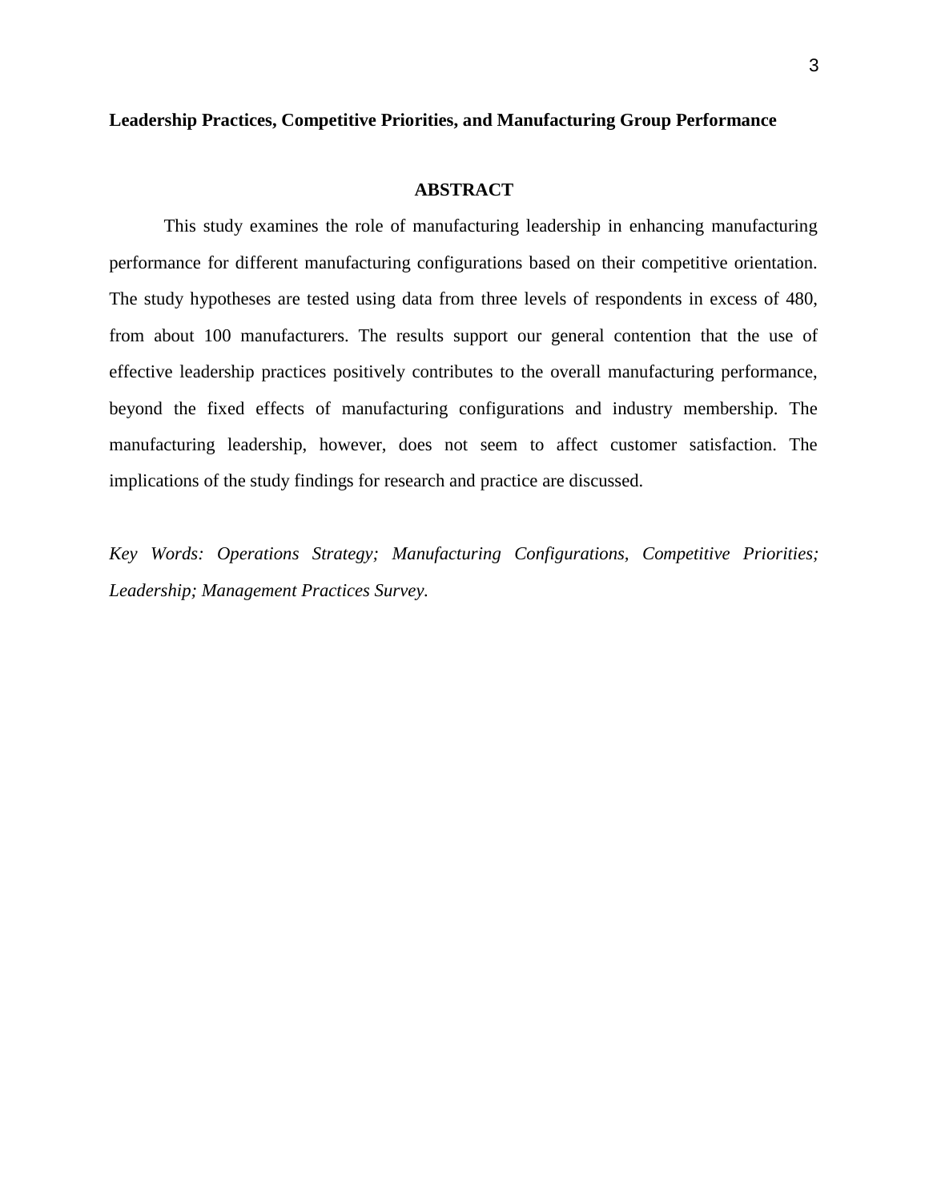# Leadership Practices, Competitive Priorities, and Manufacturing Group Performance

## ABSTRACT

This study examines the role of manufacturing leadership in enhancing manufacturing performance for different manufacturing configurations based on their competitive orientation. The study hypotheses are tested using data from three levels of respondents in excess of 480, from about 100 manufacturers. The results support our general contention that the use of effective leadership practices positively contributes to the overall manufacturing performance, beyond the fixed effects of manufacturing configurations and industry membership. The manufacturing leadership, however, does not seem to affect customer satisfaction. The implications of the study findings for research and practice are discussed.

*Key Words: Operations Strategy; Manufacturing Configurations, Competitive Priorities; Leadership; Management Practices Survey.*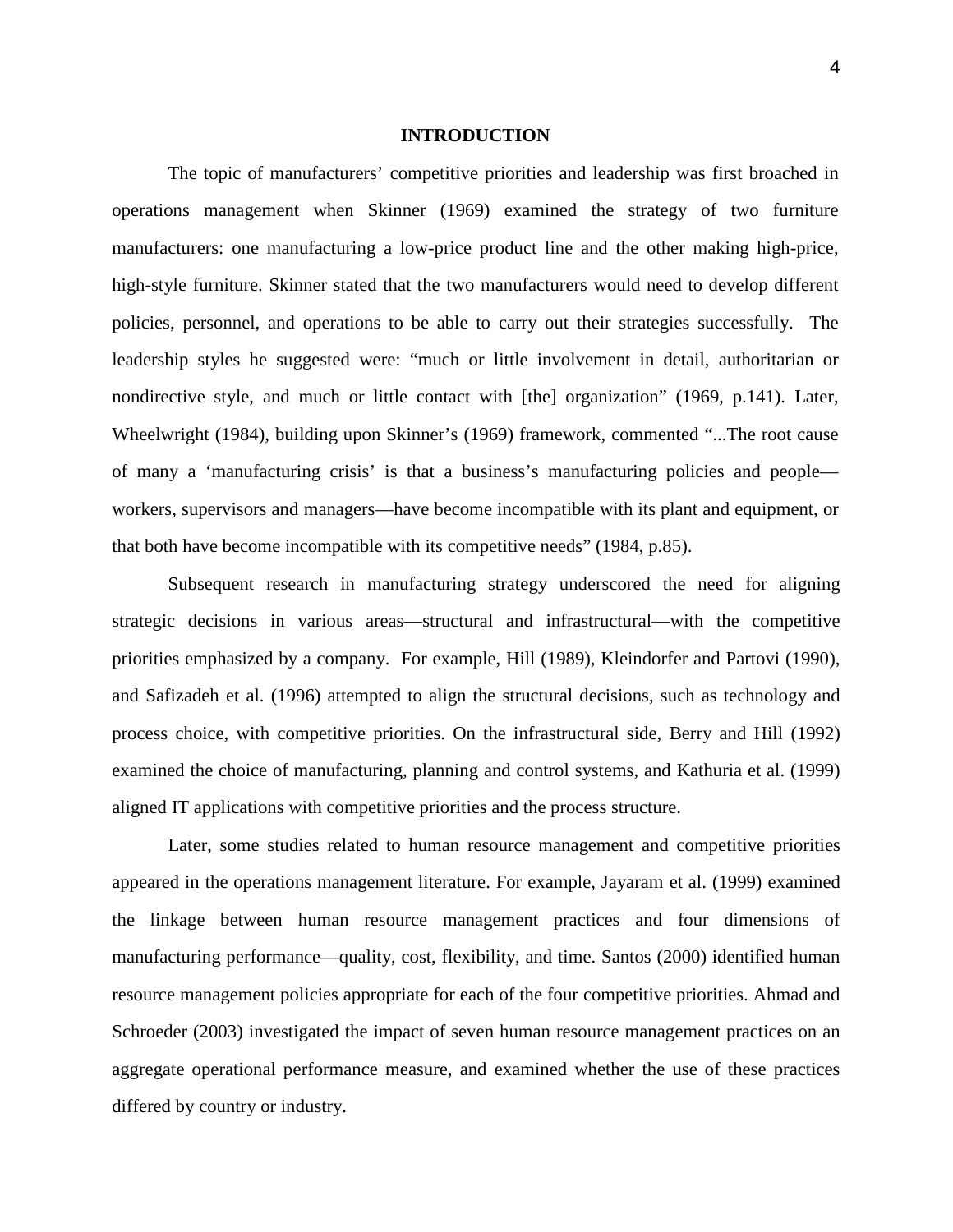# INTRODUCTION

The topic of manufacturers' competitive priorities and leadership was first broached in operations management when Skinner (1969) examined the strategy of two furniture manufacturers: one manufacturing a low-price product line and the other making high-price, high-style furniture. Skinner stated that the two manufacturers would need to develop different policies, personnel, and operations to be able to carry out their strategies successfully. The leadership styles he suggested were: "much or little involvement in detail, authoritarian or nondirective style, and much or little contact with [the] organization" (1969, p.141). Later, Wheelwright (1984), building upon Skinner's (1969) framework, commented "...The root cause of many a 'manufacturing crisis' is that a business's manufacturing policies and people—workers, supervisors and managers—have become incompatible with its plant and equipment, or that both have become incompatible with its competitive needs" (1984, p.85).

Subsequent research in manufacturing strategy underscored the need for aligning strategic decisions in various areas—structural and infrastructural—with the competitive priorities emphasized by a company. For example, Hill (1989), Kleindorfer and Partovi (1990), and Safizadeh et al. (1996) attempted to align the structural decisions, such as technology and process choice, with competitive priorities. On the infrastructural side, Berry and Hill (1992) examined the choice of manufacturing, planning and control systems, and Kathuria et al. (1999) aligned IT applications with competitive priorities and the process structure.

Later, some studies related to human resource management and competitive priorities appeared in the operations management literature. For example, Jayaram et al. (1999) examined the linkage between human resource management practices and four dimensions of manufacturing performance—quality, cost, flexibility, and time. Santos (2000) identified human resource management policies appropriate for each of the four competitive priorities. Ahmad and Schroeder (2003) investigated the impact of seven human resource management practices on an aggregate operational performance measure, and examined whether the use of these practices differed by country or industry.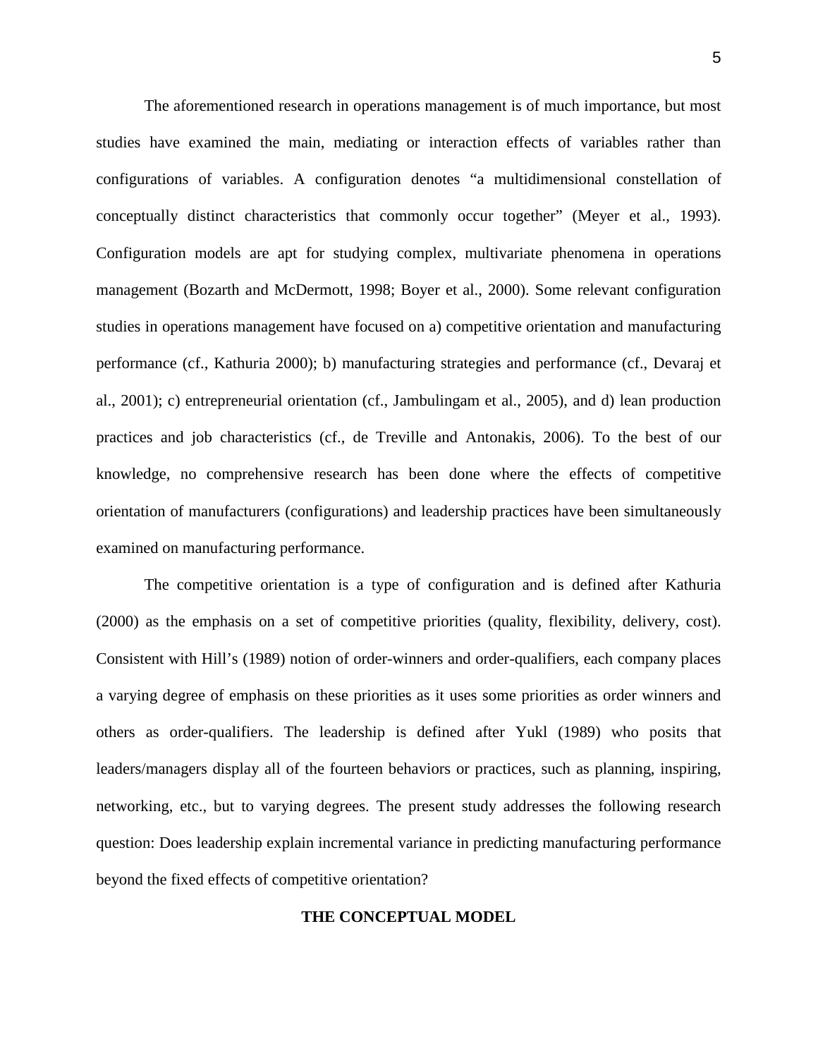The aforementioned research in operations management is of much importance, but most studies have examined the main, mediating or interaction effects of variables rather than configurations of variables. A configuration denotes "a multidimensional constellation of conceptually distinct characteristics that commonly occur together" (Meyer et al., 1993). Configuration models are apt for studying complex, multivariate phenomena in operations management (Bozarth and McDermott, 1998; Boyer et al., 2000). Some relevant configuration studies in operations management have focused on a) competitive orientation and manufacturing performance (cf., Kathuria 2000); b) manufacturing strategies and performance (cf., Devaraj et al., 2001); c) entrepreneurial orientation (cf., Jambulingam et al., 2005), and d) lean production practices and job characteristics (cf., de Treville and Antonakis, 2006). To the best of our knowledge, no comprehensive research has been done where the effects of competitive orientation of manufacturers (configurations) and leadership practices have been simultaneously examined on manufacturing performance.

The competitive orientation is a type of configuration and is defined after Kathuria (2000) as the emphasis on a set of competitive priorities (quality, flexibility, delivery, cost). Consistent with Hill's (1989) notion of order-winners and order-qualifiers, each company places a varying degree of emphasis on these priorities as it uses some priorities as order winners and others as order-qualifiers. The leadership is defined after Yukl (1989) who posits that leaders/managers display all of the fourteen behaviors or practices, such as planning, inspiring, networking, etc., but to varying degrees. The present study addresses the following research question: Does leadership explain incremental variance in predicting manufacturing performance beyond the fixed effects of competitive orientation?

## THE CONCEPTUAL MODEL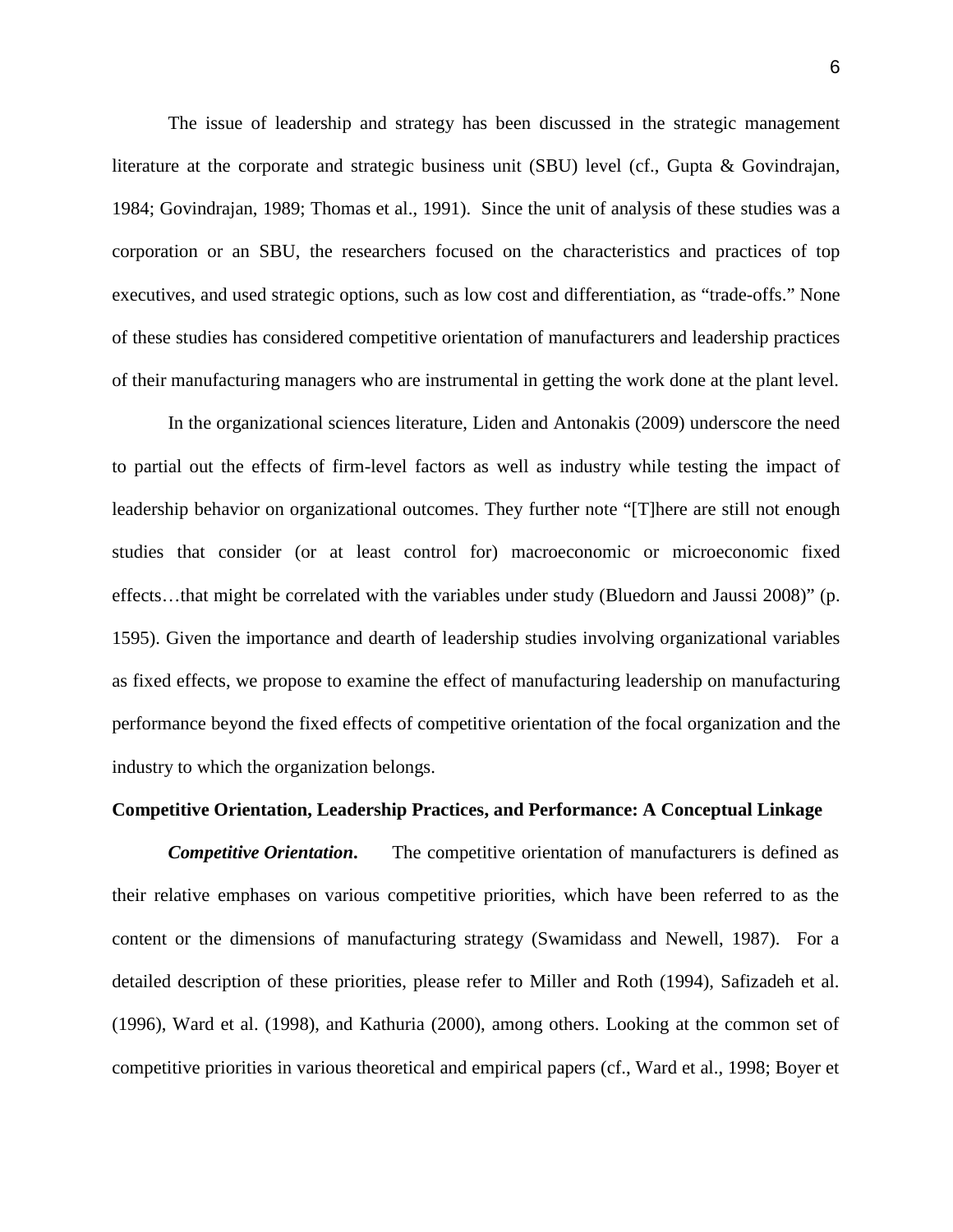The issue of leadership and strategy has been discussed in the strategic management literature at the corporate and strategic business unit (SBU) level (cf., Gupta & Govindrajan, 1984; Govindrajan, 1989; Thomas et al., 1991). Since the unit of analysis of these studies was a corporation or an SBU, the researchers focused on the characteristics and practices of top executives, and used strategic options, such as low cost and differentiation, as "trade-offs." None of these studies has considered competitive orientation of manufacturers and leadership practices of their manufacturing managers who are instrumental in getting the work done at the plant level.

In the organizational sciences literature, Liden and Antonakis (2009) underscore the need to partial out the effects of firm-level factors as well as industry while testing the impact of leadership behavior on organizational outcomes. They further note "[T]here are still not enough studies that consider (or at least control for) macroeconomic or microeconomic fixed effects…that might be correlated with the variables under study (Bluedorn and Jaussi 2008)" (p. 1595). Given the importance and dearth of leadership studies involving organizational variables as fixed effects, we propose to examine the effect of manufacturing leadership on manufacturing performance beyond the fixed effects of competitive orientation of the focal organization and the industry to which the organization belongs.

**Competitive Orientation, Leadership Practices, and Performance: A Conceptual Linkage**

***Competitive Orientation.*** The competitive orientation of manufacturers is defined as their relative emphases on various competitive priorities, which have been referred to as the content or the dimensions of manufacturing strategy (Swamidass and Newell, 1987). For a detailed description of these priorities, please refer to Miller and Roth (1994), Safizadeh et al. (1996), Ward et al. (1998), and Kathuria (2000), among others. Looking at the common set of competitive priorities in various theoretical and empirical papers (cf., Ward et al., 1998; Boyer et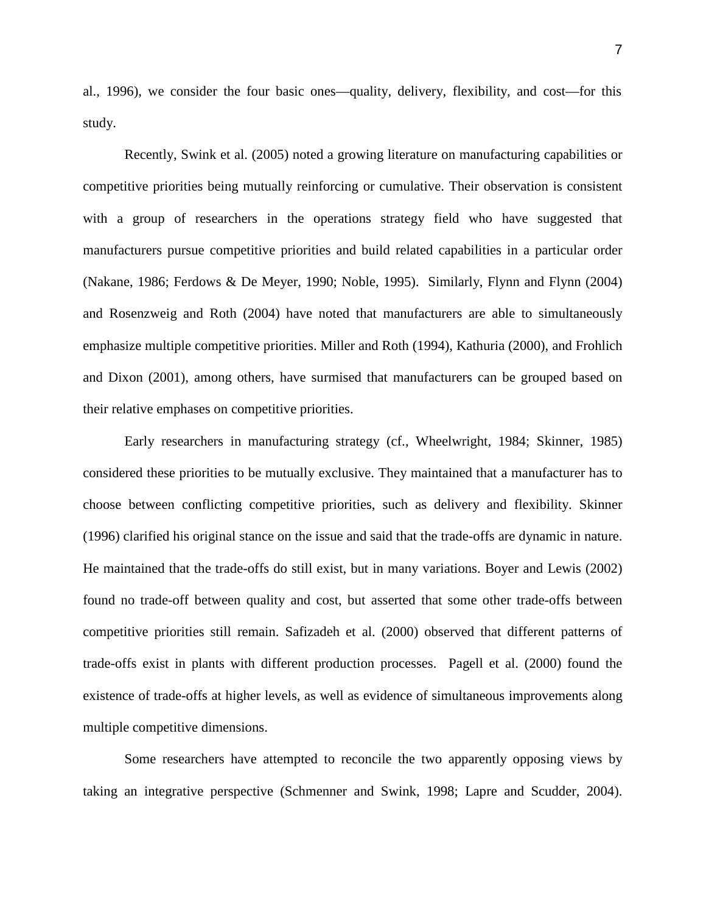al., 1996), we consider the four basic ones—quality, delivery, flexibility, and cost—for this study.

Recently, Swink et al. (2005) noted a growing literature on manufacturing capabilities or competitive priorities being mutually reinforcing or cumulative. Their observation is consistent with a group of researchers in the operations strategy field who have suggested that manufacturers pursue competitive priorities and build related capabilities in a particular order (Nakane, 1986; Ferdows & De Meyer, 1990; Noble, 1995). Similarly, Flynn and Flynn (2004) and Rosenzweig and Roth (2004) have noted that manufacturers are able to simultaneously emphasize multiple competitive priorities. Miller and Roth (1994), Kathuria (2000), and Frohlich and Dixon (2001), among others, have surmised that manufacturers can be grouped based on their relative emphases on competitive priorities.

Early researchers in manufacturing strategy (cf., Wheelwright, 1984; Skinner, 1985) considered these priorities to be mutually exclusive. They maintained that a manufacturer has to choose between conflicting competitive priorities, such as delivery and flexibility. Skinner (1996) clarified his original stance on the issue and said that the trade-offs are dynamic in nature. He maintained that the trade-offs do still exist, but in many variations. Boyer and Lewis (2002) found no trade-off between quality and cost, but asserted that some other trade-offs between competitive priorities still remain. Safizadeh et al. (2000) observed that different patterns of trade-offs exist in plants with different production processes. Pagell et al. (2000) found the existence of trade-offs at higher levels, as well as evidence of simultaneous improvements along multiple competitive dimensions.

Some researchers have attempted to reconcile the two apparently opposing views by taking an integrative perspective (Schmenner and Swink, 1998; Lapre and Scudder, 2004).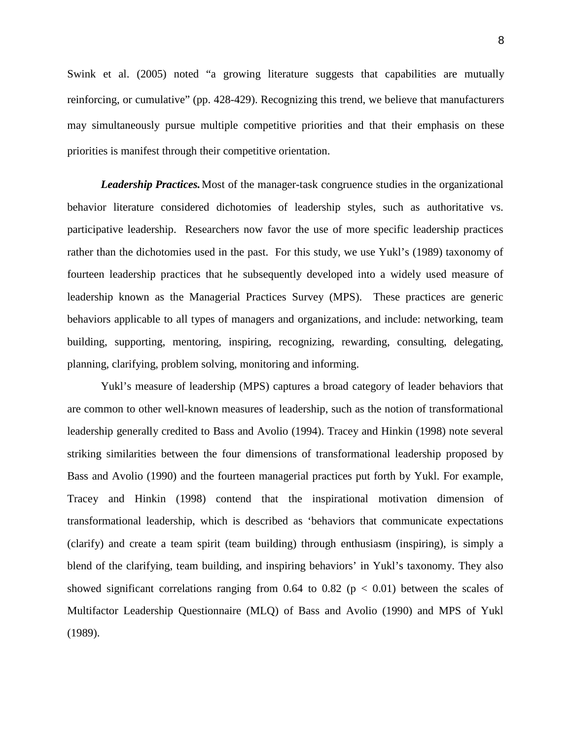Swink et al. (2005) noted “a growing literature suggests that capabilities are mutually reinforcing, or cumulative” (pp. 428-429). Recognizing this trend, we believe that manufacturers may simultaneously pursue multiple competitive priorities and that their emphasis on these priorities is manifest through their competitive orientation.

***Leadership Practices.*** Most of the manager-task congruence studies in the organizational behavior literature considered dichotomies of leadership styles, such as authoritative vs. participative leadership. Researchers now favor the use of more specific leadership practices rather than the dichotomies used in the past. For this study, we use Yukl’s (1989) taxonomy of fourteen leadership practices that he subsequently developed into a widely used measure of leadership known as the Managerial Practices Survey (MPS). These practices are generic behaviors applicable to all types of managers and organizations, and include: networking, team building, supporting, mentoring, inspiring, recognizing, rewarding, consulting, delegating, planning, clarifying, problem solving, monitoring and informing.

Yukl’s measure of leadership (MPS) captures a broad category of leader behaviors that are common to other well-known measures of leadership, such as the notion of transformational leadership generally credited to Bass and Avolio (1994). Tracey and Hinkin (1998) note several striking similarities between the four dimensions of transformational leadership proposed by Bass and Avolio (1990) and the fourteen managerial practices put forth by Yukl. For example, Tracey and Hinkin (1998) contend that the inspirational motivation dimension of transformational leadership, which is described as ‘behaviors that communicate expectations (clarify) and create a team spirit (team building) through enthusiasm (inspiring), is simply a blend of the clarifying, team building, and inspiring behaviors’ in Yukl’s taxonomy. They also showed significant correlations ranging from 0.64 to 0.82 ($p < 0.01$) between the scales of Multifactor Leadership Questionnaire (MLQ) of Bass and Avolio (1990) and MPS of Yukl (1989).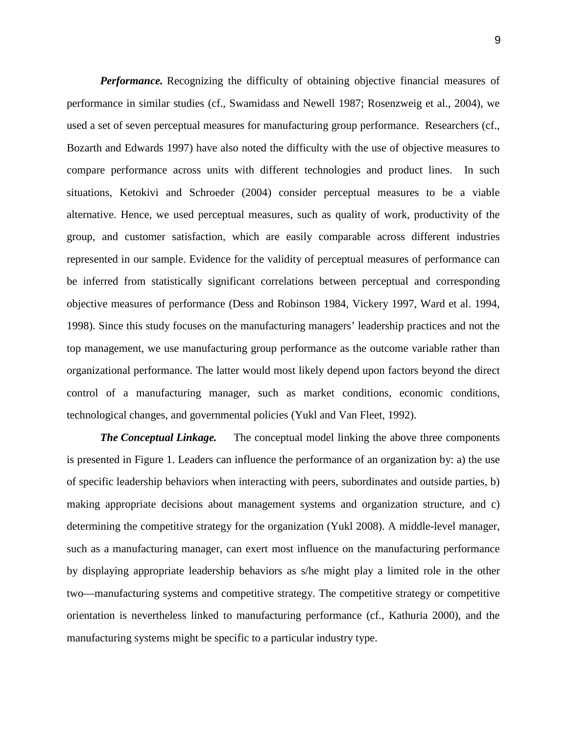***Performance.*** Recognizing the difficulty of obtaining objective financial measures of performance in similar studies (cf., Swamidass and Newell 1987; Rosenzweig et al., 2004), we used a set of seven perceptual measures for manufacturing group performance. Researchers (cf., Bozarth and Edwards 1997) have also noted the difficulty with the use of objective measures to compare performance across units with different technologies and product lines. In such situations, Ketokivi and Schroeder (2004) consider perceptual measures to be a viable alternative. Hence, we used perceptual measures, such as quality of work, productivity of the group, and customer satisfaction, which are easily comparable across different industries represented in our sample. Evidence for the validity of perceptual measures of performance can be inferred from statistically significant correlations between perceptual and corresponding objective measures of performance (Dess and Robinson 1984, Vickery 1997, Ward et al. 1994, 1998). Since this study focuses on the manufacturing managers' leadership practices and not the top management, we use manufacturing group performance as the outcome variable rather than organizational performance. The latter would most likely depend upon factors beyond the direct control of a manufacturing manager, such as market conditions, economic conditions, technological changes, and governmental policies (Yukl and Van Fleet, 1992).

***The Conceptual Linkage.*** The conceptual model linking the above three components is presented in Figure 1. Leaders can influence the performance of an organization by: a) the use of specific leadership behaviors when interacting with peers, subordinates and outside parties, b) making appropriate decisions about management systems and organization structure, and c) determining the competitive strategy for the organization (Yukl 2008). A middle-level manager, such as a manufacturing manager, can exert most influence on the manufacturing performance by displaying appropriate leadership behaviors as s/he might play a limited role in the other two—manufacturing systems and competitive strategy. The competitive strategy or competitive orientation is nevertheless linked to manufacturing performance (cf., Kathuria 2000), and the manufacturing systems might be specific to a particular industry type.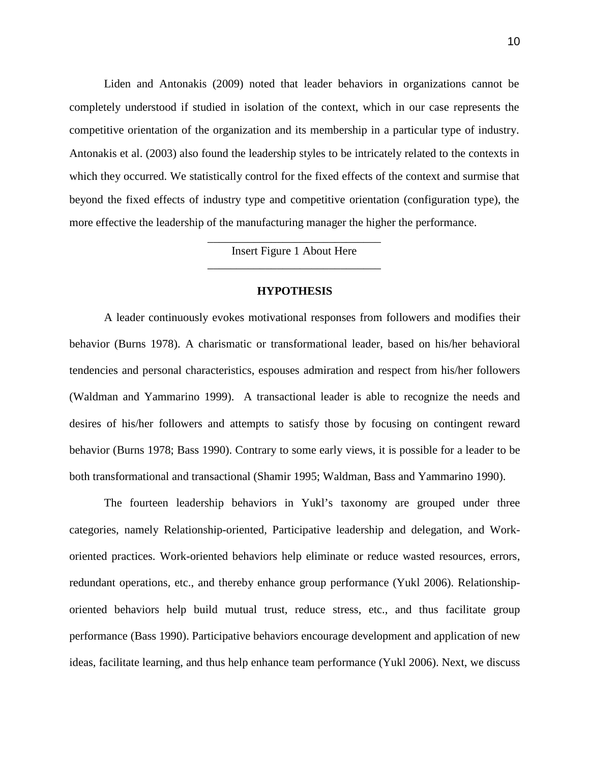Liden and Antonakis (2009) noted that leader behaviors in organizations cannot be completely understood if studied in isolation of the context, which in our case represents the competitive orientation of the organization and its membership in a particular type of industry. Antonakis et al. (2003) also found the leadership styles to be intricately related to the contexts in which they occurred. We statistically control for the fixed effects of the context and surmise that beyond the fixed effects of industry type and competitive orientation (configuration type), the more effective the leadership of the manufacturing manager the higher the performance.

Insert Figure 1 About Here

## HYPOTHESIS

A leader continuously evokes motivational responses from followers and modifies their behavior (Burns 1978). A charismatic or transformational leader, based on his/her behavioral tendencies and personal characteristics, espouses admiration and respect from his/her followers (Waldman and Yammarino 1999). A transactional leader is able to recognize the needs and desires of his/her followers and attempts to satisfy those by focusing on contingent reward behavior (Burns 1978; Bass 1990). Contrary to some early views, it is possible for a leader to be both transformational and transactional (Shamir 1995; Waldman, Bass and Yammarino 1990).

The fourteen leadership behaviors in Yukl's taxonomy are grouped under three categories, namely Relationship-oriented, Participative leadership and delegation, and Work-oriented practices. Work-oriented behaviors help eliminate or reduce wasted resources, errors, redundant operations, etc., and thereby enhance group performance (Yukl 2006). Relationship-oriented behaviors help build mutual trust, reduce stress, etc., and thus facilitate group performance (Bass 1990). Participative behaviors encourage development and application of new ideas, facilitate learning, and thus help enhance team performance (Yukl 2006). Next, we discuss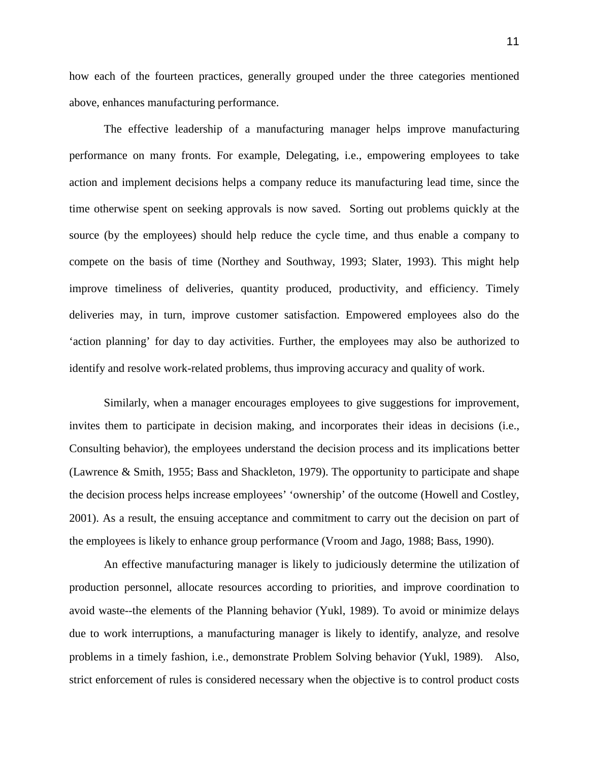how each of the fourteen practices, generally grouped under the three categories mentioned above, enhances manufacturing performance.

The effective leadership of a manufacturing manager helps improve manufacturing performance on many fronts. For example, Delegating, i.e., empowering employees to take action and implement decisions helps a company reduce its manufacturing lead time, since the time otherwise spent on seeking approvals is now saved. Sorting out problems quickly at the source (by the employees) should help reduce the cycle time, and thus enable a company to compete on the basis of time (Northey and Southway, 1993; Slater, 1993). This might help improve timeliness of deliveries, quantity produced, productivity, and efficiency. Timely deliveries may, in turn, improve customer satisfaction. Empowered employees also do the 'action planning' for day to day activities. Further, the employees may also be authorized to identify and resolve work-related problems, thus improving accuracy and quality of work.

Similarly, when a manager encourages employees to give suggestions for improvement, invites them to participate in decision making, and incorporates their ideas in decisions (i.e., Consulting behavior), the employees understand the decision process and its implications better (Lawrence & Smith, 1955; Bass and Shackleton, 1979). The opportunity to participate and shape the decision process helps increase employees' 'ownership' of the outcome (Howell and Costley, 2001). As a result, the ensuing acceptance and commitment to carry out the decision on part of the employees is likely to enhance group performance (Vroom and Jago, 1988; Bass, 1990).

An effective manufacturing manager is likely to judiciously determine the utilization of production personnel, allocate resources according to priorities, and improve coordination to avoid waste--the elements of the Planning behavior (Yukl, 1989). To avoid or minimize delays due to work interruptions, a manufacturing manager is likely to identify, analyze, and resolve problems in a timely fashion, i.e., demonstrate Problem Solving behavior (Yukl, 1989). Also, strict enforcement of rules is considered necessary when the objective is to control product costs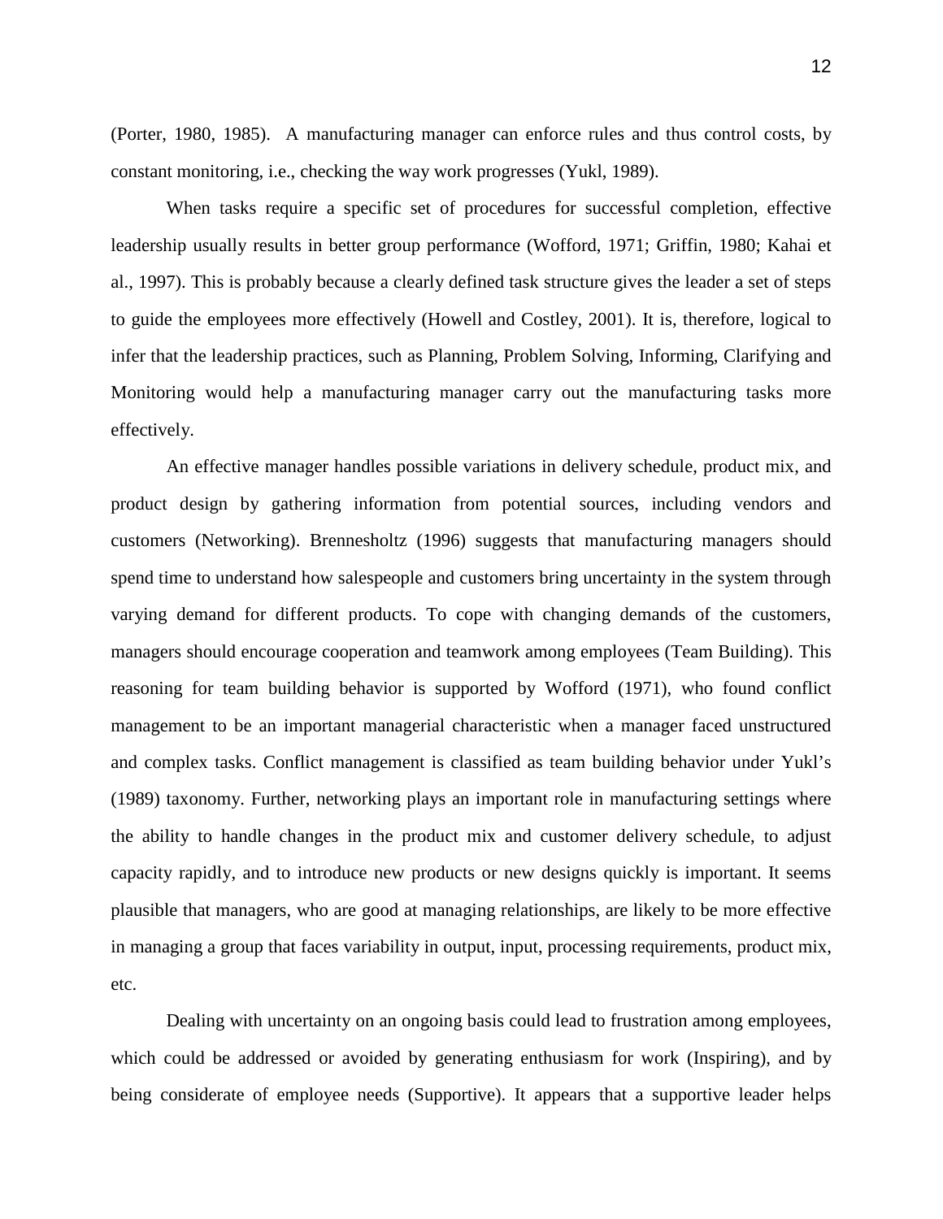(Porter, 1980, 1985). A manufacturing manager can enforce rules and thus control costs, by constant monitoring, i.e., checking the way work progresses (Yukl, 1989).

When tasks require a specific set of procedures for successful completion, effective leadership usually results in better group performance (Wofford, 1971; Griffin, 1980; Kahai et al., 1997). This is probably because a clearly defined task structure gives the leader a set of steps to guide the employees more effectively (Howell and Costley, 2001). It is, therefore, logical to infer that the leadership practices, such as Planning, Problem Solving, Informing, Clarifying and Monitoring would help a manufacturing manager carry out the manufacturing tasks more effectively.

An effective manager handles possible variations in delivery schedule, product mix, and product design by gathering information from potential sources, including vendors and customers (Networking). Brennesholtz (1996) suggests that manufacturing managers should spend time to understand how salespeople and customers bring uncertainty in the system through varying demand for different products. To cope with changing demands of the customers, managers should encourage cooperation and teamwork among employees (Team Building). This reasoning for team building behavior is supported by Wofford (1971), who found conflict management to be an important managerial characteristic when a manager faced unstructured and complex tasks. Conflict management is classified as team building behavior under Yukl's (1989) taxonomy. Further, networking plays an important role in manufacturing settings where the ability to handle changes in the product mix and customer delivery schedule, to adjust capacity rapidly, and to introduce new products or new designs quickly is important. It seems plausible that managers, who are good at managing relationships, are likely to be more effective in managing a group that faces variability in output, input, processing requirements, product mix, etc.

Dealing with uncertainty on an ongoing basis could lead to frustration among employees, which could be addressed or avoided by generating enthusiasm for work (Inspiring), and by being considerate of employee needs (Supportive). It appears that a supportive leader helps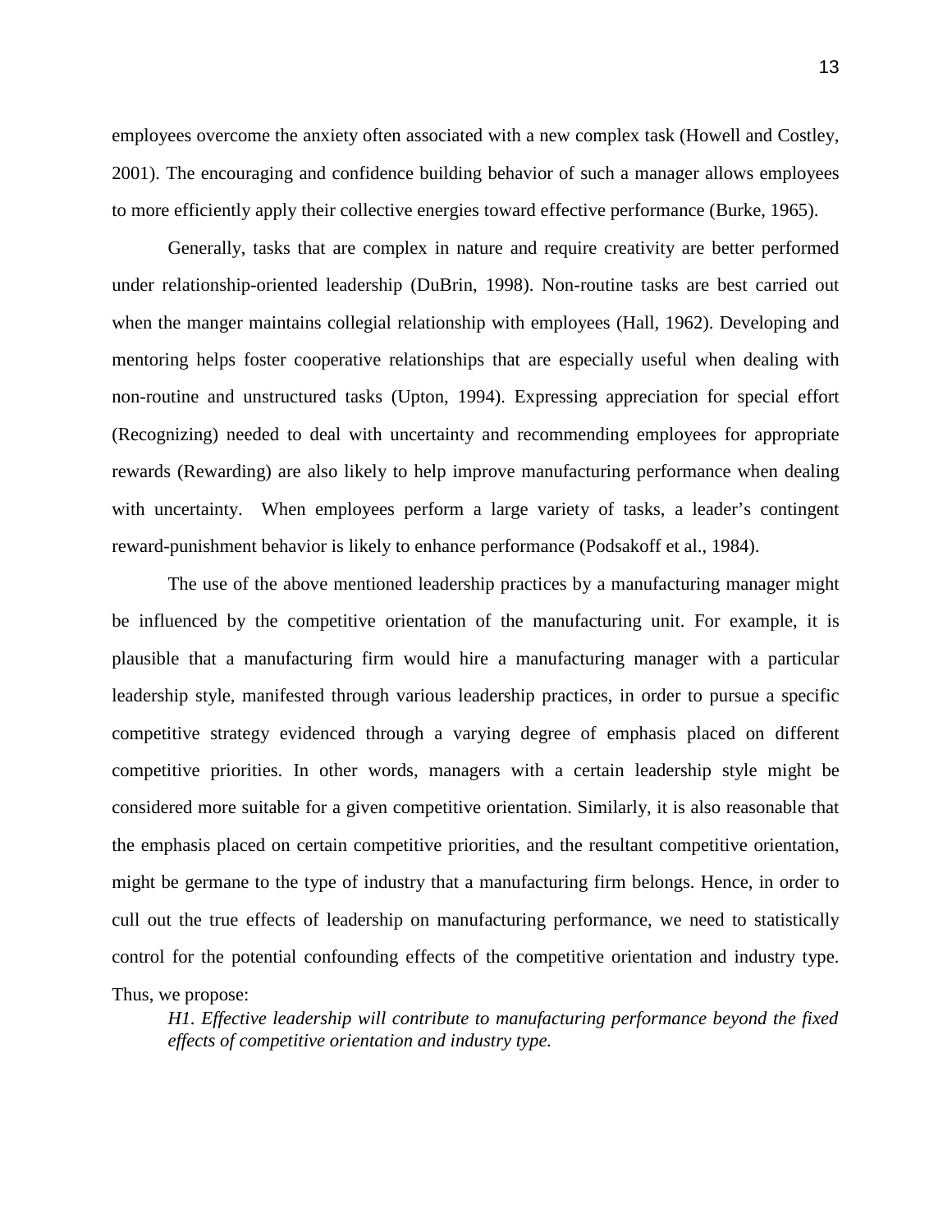employees overcome the anxiety often associated with a new complex task (Howell and Costley, 2001). The encouraging and confidence building behavior of such a manager allows employees to more efficiently apply their collective energies toward effective performance (Burke, 1965).

Generally, tasks that are complex in nature and require creativity are better performed under relationship-oriented leadership (DuBrin, 1998). Non-routine tasks are best carried out when the manger maintains collegial relationship with employees (Hall, 1962). Developing and mentoring helps foster cooperative relationships that are especially useful when dealing with non-routine and unstructured tasks (Upton, 1994). Expressing appreciation for special effort (Recognizing) needed to deal with uncertainty and recommending employees for appropriate rewards (Rewarding) are also likely to help improve manufacturing performance when dealing with uncertainty. When employees perform a large variety of tasks, a leader's contingent reward-punishment behavior is likely to enhance performance (Podsakoff et al., 1984).

The use of the above mentioned leadership practices by a manufacturing manager might be influenced by the competitive orientation of the manufacturing unit. For example, it is plausible that a manufacturing firm would hire a manufacturing manager with a particular leadership style, manifested through various leadership practices, in order to pursue a specific competitive strategy evidenced through a varying degree of emphasis placed on different competitive priorities. In other words, managers with a certain leadership style might be considered more suitable for a given competitive orientation. Similarly, it is also reasonable that the emphasis placed on certain competitive priorities, and the resultant competitive orientation, might be germane to the type of industry that a manufacturing firm belongs. Hence, in order to cull out the true effects of leadership on manufacturing performance, we need to statistically control for the potential confounding effects of the competitive orientation and industry type. Thus, we propose:

> *H1. Effective leadership will contribute to manufacturing performance beyond the fixed effects of competitive orientation and industry type.*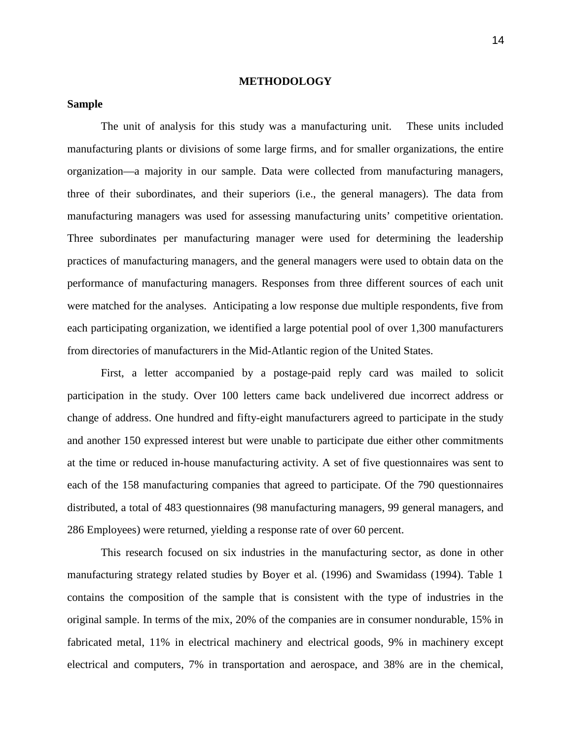# METHODOLOGY

**Sample**

The unit of analysis for this study was a manufacturing unit. These units included manufacturing plants or divisions of some large firms, and for smaller organizations, the entire organization—a majority in our sample. Data were collected from manufacturing managers, three of their subordinates, and their superiors (i.e., the general managers). The data from manufacturing managers was used for assessing manufacturing units' competitive orientation. Three subordinates per manufacturing manager were used for determining the leadership practices of manufacturing managers, and the general managers were used to obtain data on the performance of manufacturing managers. Responses from three different sources of each unit were matched for the analyses. Anticipating a low response due multiple respondents, five from each participating organization, we identified a large potential pool of over 1,300 manufacturers from directories of manufacturers in the Mid-Atlantic region of the United States.

First, a letter accompanied by a postage-paid reply card was mailed to solicit participation in the study. Over 100 letters came back undelivered due incorrect address or change of address. One hundred and fifty-eight manufacturers agreed to participate in the study and another 150 expressed interest but were unable to participate due either other commitments at the time or reduced in-house manufacturing activity. A set of five questionnaires was sent to each of the 158 manufacturing companies that agreed to participate. Of the 790 questionnaires distributed, a total of 483 questionnaires (98 manufacturing managers, 99 general managers, and 286 Employees) were returned, yielding a response rate of over 60 percent.

This research focused on six industries in the manufacturing sector, as done in other manufacturing strategy related studies by Boyer et al. (1996) and Swamidass (1994). Table 1 contains the composition of the sample that is consistent with the type of industries in the original sample. In terms of the mix, 20% of the companies are in consumer nondurable, 15% in fabricated metal, 11% in electrical machinery and electrical goods, 9% in machinery except electrical and computers, 7% in transportation and aerospace, and 38% are in the chemical,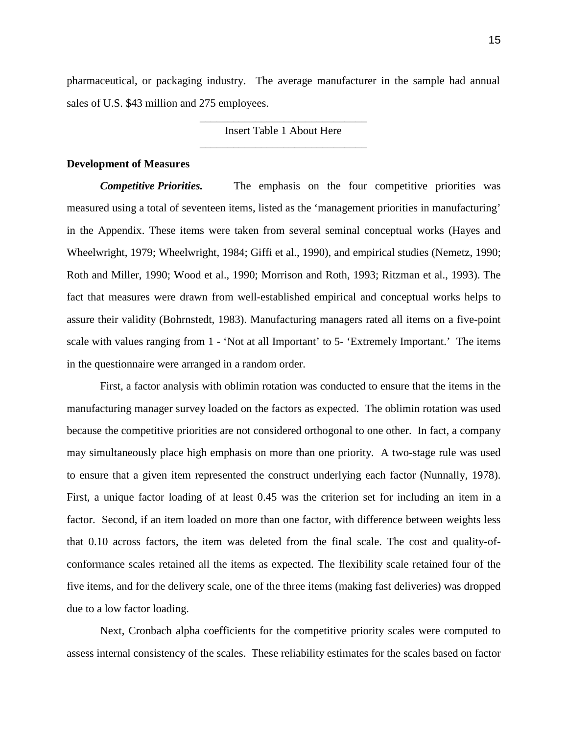pharmaceutical, or packaging industry. The average manufacturer in the sample had annual sales of U.S. $43 million and 275 employees.

---

Insert Table 1 About Here

---

**Development of Measures**

***Competitive Priorities.*** The emphasis on the four competitive priorities was measured using a total of seventeen items, listed as the 'management priorities in manufacturing' in the Appendix. These items were taken from several seminal conceptual works (Hayes and Wheelwright, 1979; Wheelwright, 1984; Giffi et al., 1990), and empirical studies (Nemetz, 1990; Roth and Miller, 1990; Wood et al., 1990; Morrison and Roth, 1993; Ritzman et al., 1993). The fact that measures were drawn from well-established empirical and conceptual works helps to assure their validity (Bohrnstedt, 1983). Manufacturing managers rated all items on a five-point scale with values ranging from 1 - 'Not at all Important' to 5- 'Extremely Important.' The items in the questionnaire were arranged in a random order.

First, a factor analysis with oblimin rotation was conducted to ensure that the items in the manufacturing manager survey loaded on the factors as expected. The oblimin rotation was used because the competitive priorities are not considered orthogonal to one other. In fact, a company may simultaneously place high emphasis on more than one priority. A two-stage rule was used to ensure that a given item represented the construct underlying each factor (Nunnally, 1978). First, a unique factor loading of at least 0.45 was the criterion set for including an item in a factor. Second, if an item loaded on more than one factor, with difference between weights less that 0.10 across factors, the item was deleted from the final scale. The cost and quality-of-conformance scales retained all the items as expected. The flexibility scale retained four of the five items, and for the delivery scale, one of the three items (making fast deliveries) was dropped due to a low factor loading.

Next, Cronbach alpha coefficients for the competitive priority scales were computed to assess internal consistency of the scales. These reliability estimates for the scales based on factor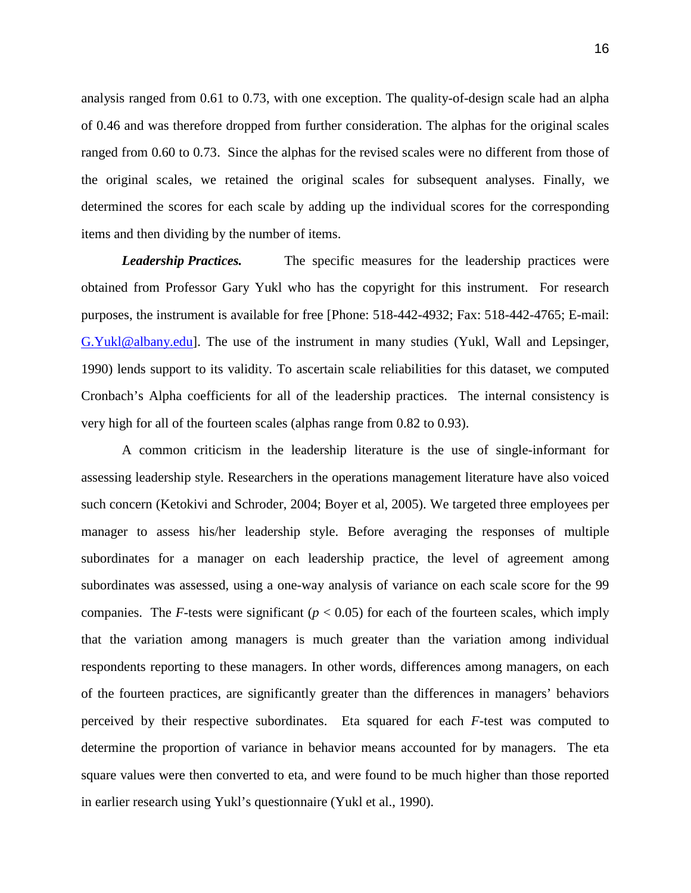analysis ranged from 0.61 to 0.73, with one exception. The quality-of-design scale had an alpha of 0.46 and was therefore dropped from further consideration. The alphas for the original scales ranged from 0.60 to 0.73. Since the alphas for the revised scales were no different from those of the original scales, we retained the original scales for subsequent analyses. Finally, we determined the scores for each scale by adding up the individual scores for the corresponding items and then dividing by the number of items.

***Leadership Practices.*** The specific measures for the leadership practices were obtained from Professor Gary Yukl who has the copyright for this instrument. For research purposes, the instrument is available for free [Phone: 518-442-4932; Fax: 518-442-4765; E-mail: G.Yukl@albany.edu]. The use of the instrument in many studies (Yukl, Wall and Lepsinger, 1990) lends support to its validity. To ascertain scale reliabilities for this dataset, we computed Cronbach's Alpha coefficients for all of the leadership practices. The internal consistency is very high for all of the fourteen scales (alphas range from 0.82 to 0.93).

A common criticism in the leadership literature is the use of single-informant for assessing leadership style. Researchers in the operations management literature have also voiced such concern (Ketokivi and Schroder, 2004; Boyer et al, 2005). We targeted three employees per manager to assess his/her leadership style. Before averaging the responses of multiple subordinates for a manager on each leadership practice, the level of agreement among subordinates was assessed, using a one-way analysis of variance on each scale score for the 99 companies. The $F$-tests were significant ($p < 0.05$) for each of the fourteen scales, which imply that the variation among managers is much greater than the variation among individual respondents reporting to these managers. In other words, differences among managers, on each of the fourteen practices, are significantly greater than the differences in managers' behaviors perceived by their respective subordinates. Eta squared for each $F$-test was computed to determine the proportion of variance in behavior means accounted for by managers. The eta square values were then converted to eta, and were found to be much higher than those reported in earlier research using Yukl's questionnaire (Yukl et al., 1990).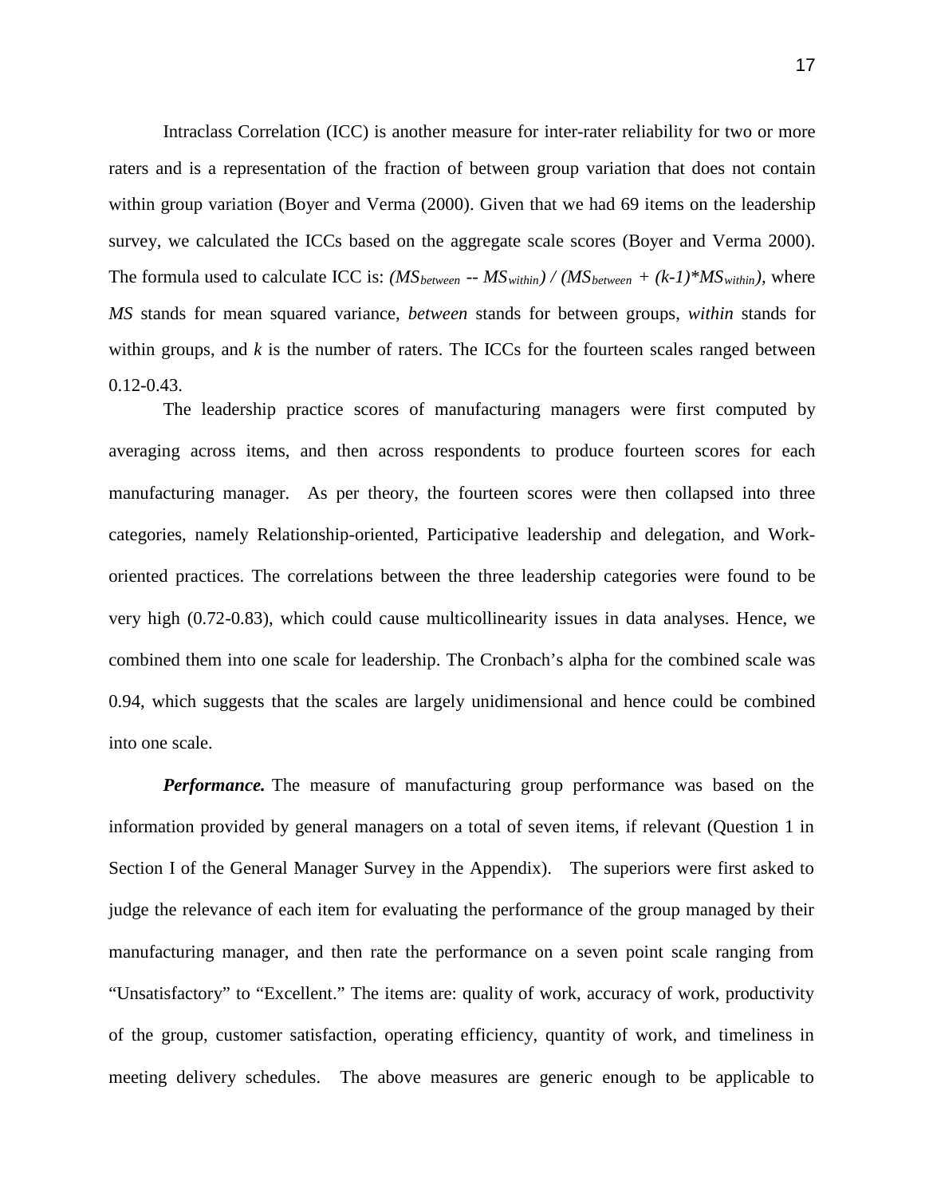Intraclass Correlation (ICC) is another measure for inter-rater reliability for two or more raters and is a representation of the fraction of between group variation that does not contain within group variation (Boyer and Verma (2000). Given that we had 69 items on the leadership survey, we calculated the ICCs based on the aggregate scale scores (Boyer and Verma 2000). The formula used to calculate ICC is: $(MS_{between} - MS_{within}) / (MS_{between} + (k-1)*MS_{within})$, where *MS* stands for mean squared variance, *between* stands for between groups, *within* stands for within groups, and $k$ is the number of raters. The ICCs for the fourteen scales ranged between 0.12-0.43.

The leadership practice scores of manufacturing managers were first computed by averaging across items, and then across respondents to produce fourteen scores for each manufacturing manager. As per theory, the fourteen scores were then collapsed into three categories, namely Relationship-oriented, Participative leadership and delegation, and Work-oriented practices. The correlations between the three leadership categories were found to be very high (0.72-0.83), which could cause multicollinearity issues in data analyses. Hence, we combined them into one scale for leadership. The Cronbach's alpha for the combined scale was 0.94, which suggests that the scales are largely unidimensional and hence could be combined into one scale.

***Performance.*** The measure of manufacturing group performance was based on the information provided by general managers on a total of seven items, if relevant (Question 1 in Section I of the General Manager Survey in the Appendix). The superiors were first asked to judge the relevance of each item for evaluating the performance of the group managed by their manufacturing manager, and then rate the performance on a seven point scale ranging from "Unsatisfactory" to "Excellent." The items are: quality of work, accuracy of work, productivity of the group, customer satisfaction, operating efficiency, quantity of work, and timeliness in meeting delivery schedules. The above measures are generic enough to be applicable to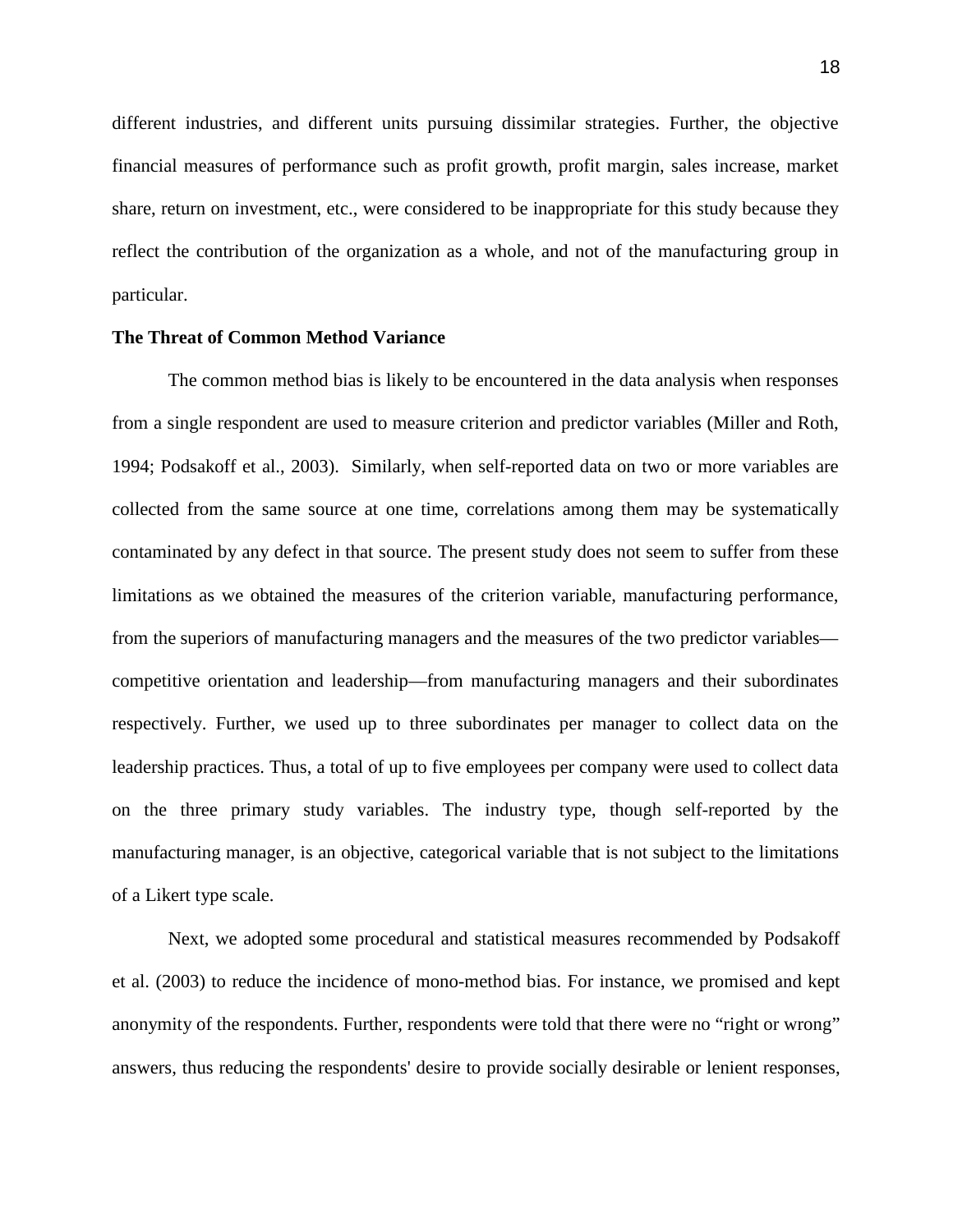different industries, and different units pursuing dissimilar strategies. Further, the objective financial measures of performance such as profit growth, profit margin, sales increase, market share, return on investment, etc., were considered to be inappropriate for this study because they reflect the contribution of the organization as a whole, and not of the manufacturing group in particular.

**The Threat of Common Method Variance**

The common method bias is likely to be encountered in the data analysis when responses from a single respondent are used to measure criterion and predictor variables (Miller and Roth, 1994; Podsakoff et al., 2003). Similarly, when self-reported data on two or more variables are collected from the same source at one time, correlations among them may be systematically contaminated by any defect in that source. The present study does not seem to suffer from these limitations as we obtained the measures of the criterion variable, manufacturing performance, from the superiors of manufacturing managers and the measures of the two predictor variables—competitive orientation and leadership—from manufacturing managers and their subordinates respectively. Further, we used up to three subordinates per manager to collect data on the leadership practices. Thus, a total of up to five employees per company were used to collect data on the three primary study variables. The industry type, though self-reported by the manufacturing manager, is an objective, categorical variable that is not subject to the limitations of a Likert type scale.

Next, we adopted some procedural and statistical measures recommended by Podsakoff et al. (2003) to reduce the incidence of mono-method bias. For instance, we promised and kept anonymity of the respondents. Further, respondents were told that there were no "right or wrong" answers, thus reducing the respondents' desire to provide socially desirable or lenient responses,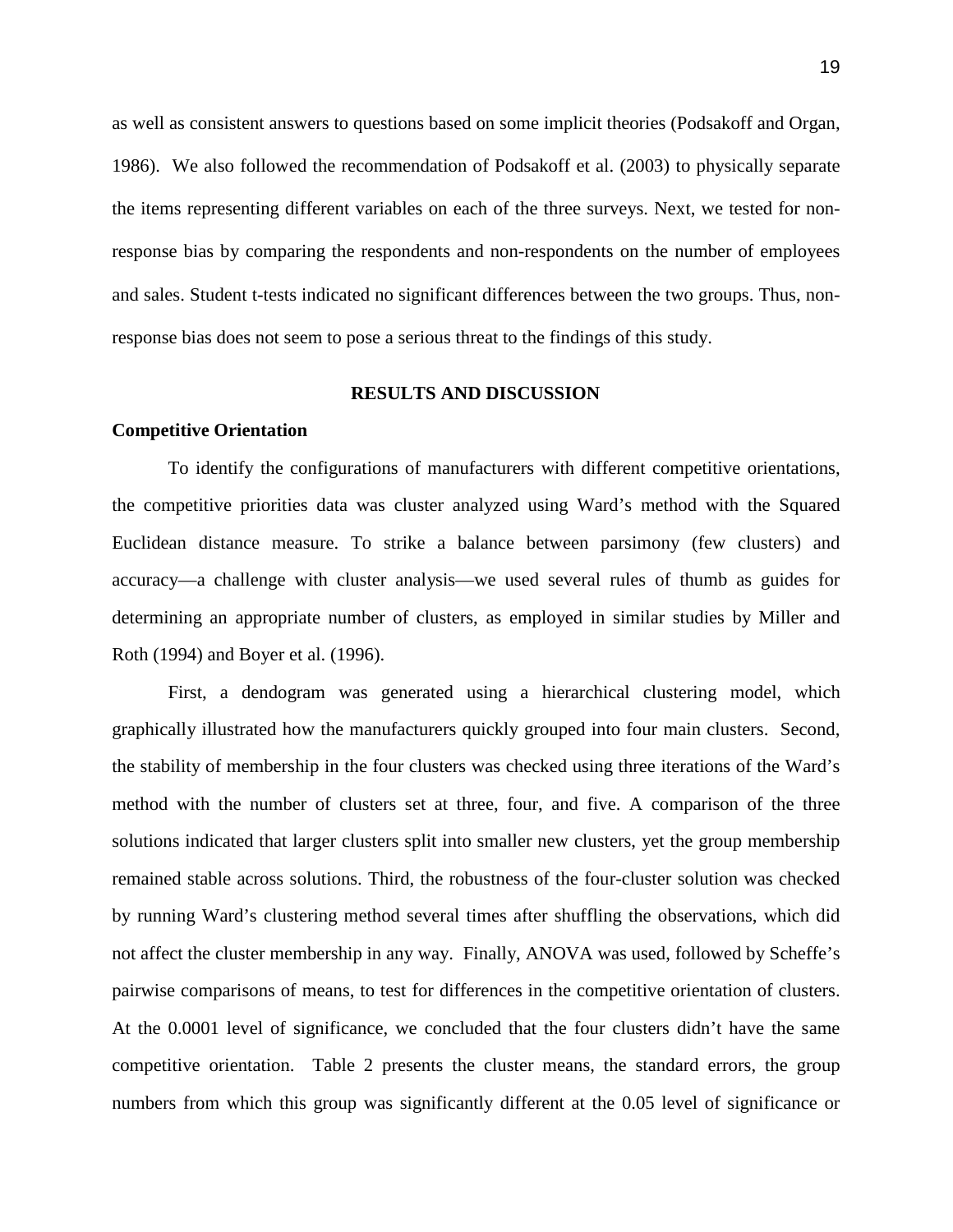as well as consistent answers to questions based on some implicit theories (Podsakoff and Organ, 1986). We also followed the recommendation of Podsakoff et al. (2003) to physically separate the items representing different variables on each of the three surveys. Next, we tested for non-response bias by comparing the respondents and non-respondents on the number of employees and sales. Student t-tests indicated no significant differences between the two groups. Thus, non-response bias does not seem to pose a serious threat to the findings of this study.

## RESULTS AND DISCUSSION

### Competitive Orientation

To identify the configurations of manufacturers with different competitive orientations, the competitive priorities data was cluster analyzed using Ward's method with the Squared Euclidean distance measure. To strike a balance between parsimony (few clusters) and accuracy—a challenge with cluster analysis—we used several rules of thumb as guides for determining an appropriate number of clusters, as employed in similar studies by Miller and Roth (1994) and Boyer et al. (1996).

First, a dendogram was generated using a hierarchical clustering model, which graphically illustrated how the manufacturers quickly grouped into four main clusters. Second, the stability of membership in the four clusters was checked using three iterations of the Ward's method with the number of clusters set at three, four, and five. A comparison of the three solutions indicated that larger clusters split into smaller new clusters, yet the group membership remained stable across solutions. Third, the robustness of the four-cluster solution was checked by running Ward's clustering method several times after shuffling the observations, which did not affect the cluster membership in any way. Finally, ANOVA was used, followed by Scheffe's pairwise comparisons of means, to test for differences in the competitive orientation of clusters. At the 0.0001 level of significance, we concluded that the four clusters didn't have the same competitive orientation. Table 2 presents the cluster means, the standard errors, the group numbers from which this group was significantly different at the 0.05 level of significance or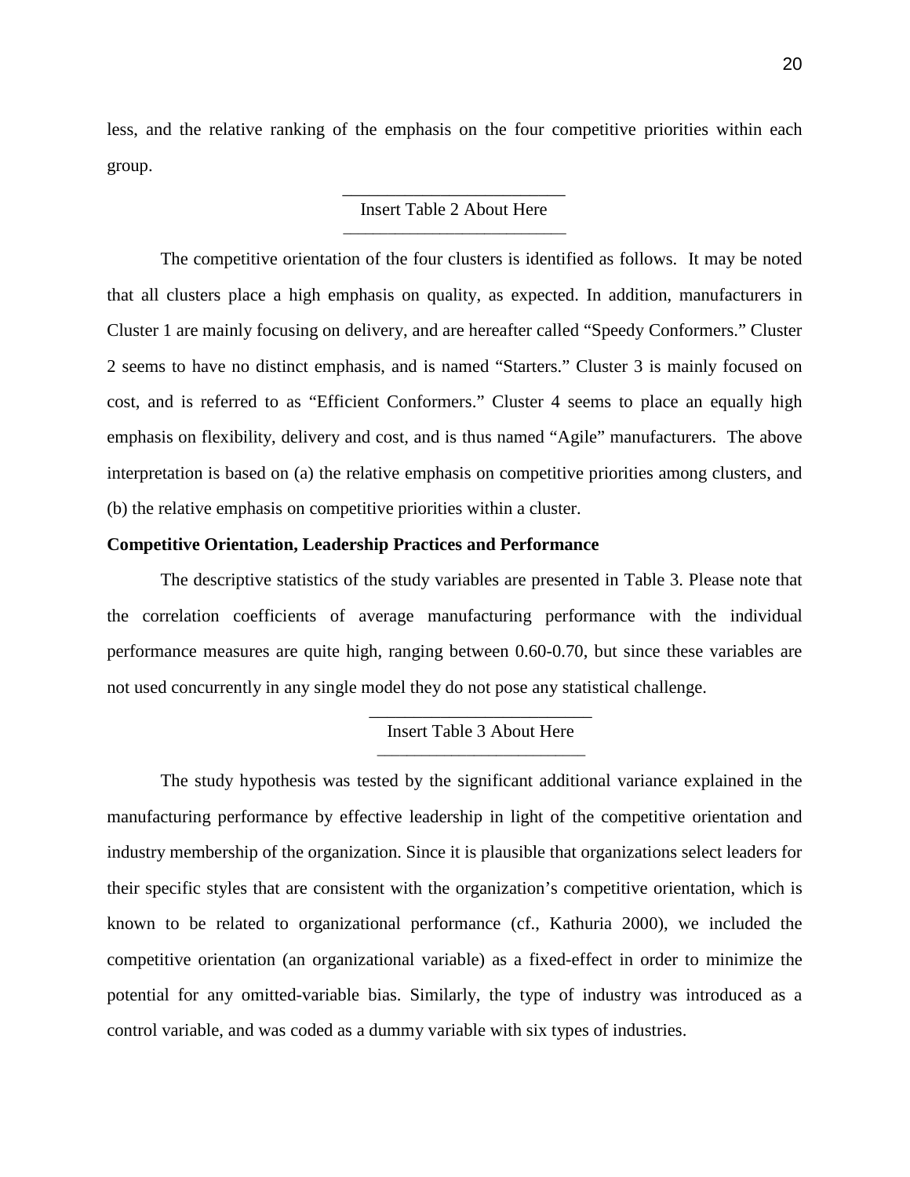less, and the relative ranking of the emphasis on the four competitive priorities within each group.

Insert Table 2 About Here

The competitive orientation of the four clusters is identified as follows. It may be noted that all clusters place a high emphasis on quality, as expected. In addition, manufacturers in Cluster 1 are mainly focusing on delivery, and are hereafter called "Speedy Conformers." Cluster 2 seems to have no distinct emphasis, and is named "Starters." Cluster 3 is mainly focused on cost, and is referred to as "Efficient Conformers." Cluster 4 seems to place an equally high emphasis on flexibility, delivery and cost, and is thus named "Agile" manufacturers. The above interpretation is based on (a) the relative emphasis on competitive priorities among clusters, and (b) the relative emphasis on competitive priorities within a cluster.

**Competitive Orientation, Leadership Practices and Performance**

The descriptive statistics of the study variables are presented in Table 3. Please note that the correlation coefficients of average manufacturing performance with the individual performance measures are quite high, ranging between 0.60-0.70, but since these variables are not used concurrently in any single model they do not pose any statistical challenge.

Insert Table 3 About Here

The study hypothesis was tested by the significant additional variance explained in the manufacturing performance by effective leadership in light of the competitive orientation and industry membership of the organization. Since it is plausible that organizations select leaders for their specific styles that are consistent with the organization's competitive orientation, which is known to be related to organizational performance (cf., Kathuria 2000), we included the competitive orientation (an organizational variable) as a fixed-effect in order to minimize the potential for any omitted-variable bias. Similarly, the type of industry was introduced as a control variable, and was coded as a dummy variable with six types of industries.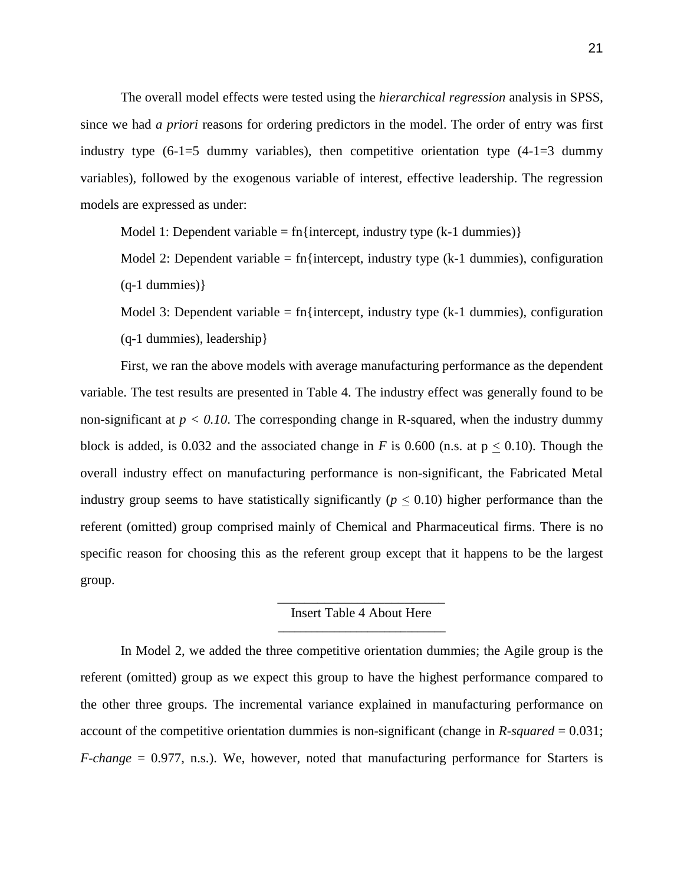The overall model effects were tested using the *hierarchical regression* analysis in SPSS, since we had *a priori* reasons for ordering predictors in the model. The order of entry was first industry type (6-1=5 dummy variables), then competitive orientation type (4-1=3 dummy variables), followed by the exogenous variable of interest, effective leadership. The regression models are expressed as under:

Model 1: Dependent variable = fn{intercept, industry type (k-1 dummies)}

Model 2: Dependent variable = fn{intercept, industry type (k-1 dummies), configuration (q-1 dummies)}

Model 3: Dependent variable = fn{intercept, industry type (k-1 dummies), configuration (q-1 dummies), leadership}

First, we ran the above models with average manufacturing performance as the dependent variable. The test results are presented in Table 4. The industry effect was generally found to be non-significant at $p < 0.10$. The corresponding change in R-squared, when the industry dummy block is added, is 0.032 and the associated change in $F$ is 0.600 (n.s. at $p \leq 0.10$). Though the overall industry effect on manufacturing performance is non-significant, the Fabricated Metal industry group seems to have statistically significantly ($p \leq 0.10$) higher performance than the referent (omitted) group comprised mainly of Chemical and Pharmaceutical firms. There is no specific reason for choosing this as the referent group except that it happens to be the largest group.

---

Insert Table 4 About Here

---

In Model 2, we added the three competitive orientation dummies; the Agile group is the referent (omitted) group as we expect this group to have the highest performance compared to the other three groups. The incremental variance explained in manufacturing performance on account of the competitive orientation dummies is non-significant (change in *R-squared* = 0.031; *F-change* = 0.977, n.s.). We, however, noted that manufacturing performance for Starters is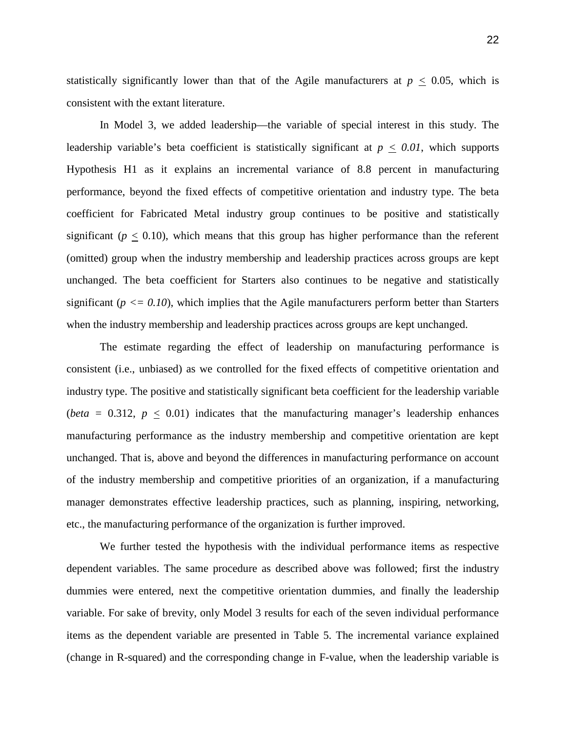statistically significantly lower than that of the Agile manufacturers at $p \leq 0.05$, which is consistent with the extant literature.

In Model 3, we added leadership—the variable of special interest in this study. The leadership variable's beta coefficient is statistically significant at $p \leq 0.01$, which supports Hypothesis H1 as it explains an incremental variance of 8.8 percent in manufacturing performance, beyond the fixed effects of competitive orientation and industry type. The beta coefficient for Fabricated Metal industry group continues to be positive and statistically significant ($p \leq 0.10$), which means that this group has higher performance than the referent (omitted) group when the industry membership and leadership practices across groups are kept unchanged. The beta coefficient for Starters also continues to be negative and statistically significant ($p <= 0.10$), which implies that the Agile manufacturers perform better than Starters when the industry membership and leadership practices across groups are kept unchanged.

The estimate regarding the effect of leadership on manufacturing performance is consistent (i.e., unbiased) as we controlled for the fixed effects of competitive orientation and industry type. The positive and statistically significant beta coefficient for the leadership variable (*beta* = 0.312, $p \leq 0.01$) indicates that the manufacturing manager's leadership enhances manufacturing performance as the industry membership and competitive orientation are kept unchanged. That is, above and beyond the differences in manufacturing performance on account of the industry membership and competitive priorities of an organization, if a manufacturing manager demonstrates effective leadership practices, such as planning, inspiring, networking, etc., the manufacturing performance of the organization is further improved.

We further tested the hypothesis with the individual performance items as respective dependent variables. The same procedure as described above was followed; first the industry dummies were entered, next the competitive orientation dummies, and finally the leadership variable. For sake of brevity, only Model 3 results for each of the seven individual performance items as the dependent variable are presented in Table 5. The incremental variance explained (change in R-squared) and the corresponding change in F-value, when the leadership variable is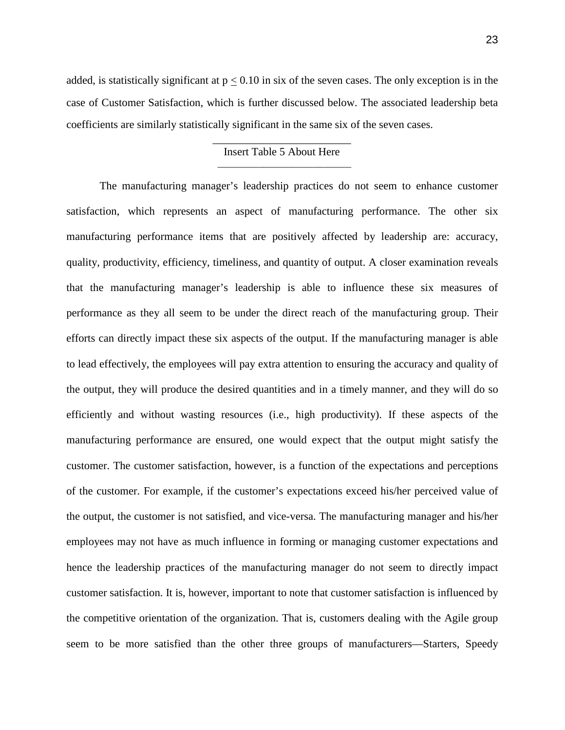added, is statistically significant at $p \leq 0.10$ in six of the seven cases. The only exception is in the case of Customer Satisfaction, which is further discussed below. The associated leadership beta coefficients are similarly statistically significant in the same six of the seven cases.

---

Insert Table 5 About Here

---

The manufacturing manager's leadership practices do not seem to enhance customer satisfaction, which represents an aspect of manufacturing performance. The other six manufacturing performance items that are positively affected by leadership are: accuracy, quality, productivity, efficiency, timeliness, and quantity of output. A closer examination reveals that the manufacturing manager's leadership is able to influence these six measures of performance as they all seem to be under the direct reach of the manufacturing group. Their efforts can directly impact these six aspects of the output. If the manufacturing manager is able to lead effectively, the employees will pay extra attention to ensuring the accuracy and quality of the output, they will produce the desired quantities and in a timely manner, and they will do so efficiently and without wasting resources (i.e., high productivity). If these aspects of the manufacturing performance are ensured, one would expect that the output might satisfy the customer. The customer satisfaction, however, is a function of the expectations and perceptions of the customer. For example, if the customer's expectations exceed his/her perceived value of the output, the customer is not satisfied, and vice-versa. The manufacturing manager and his/her employees may not have as much influence in forming or managing customer expectations and hence the leadership practices of the manufacturing manager do not seem to directly impact customer satisfaction. It is, however, important to note that customer satisfaction is influenced by the competitive orientation of the organization. That is, customers dealing with the Agile group seem to be more satisfied than the other three groups of manufacturers—Starters, Speedy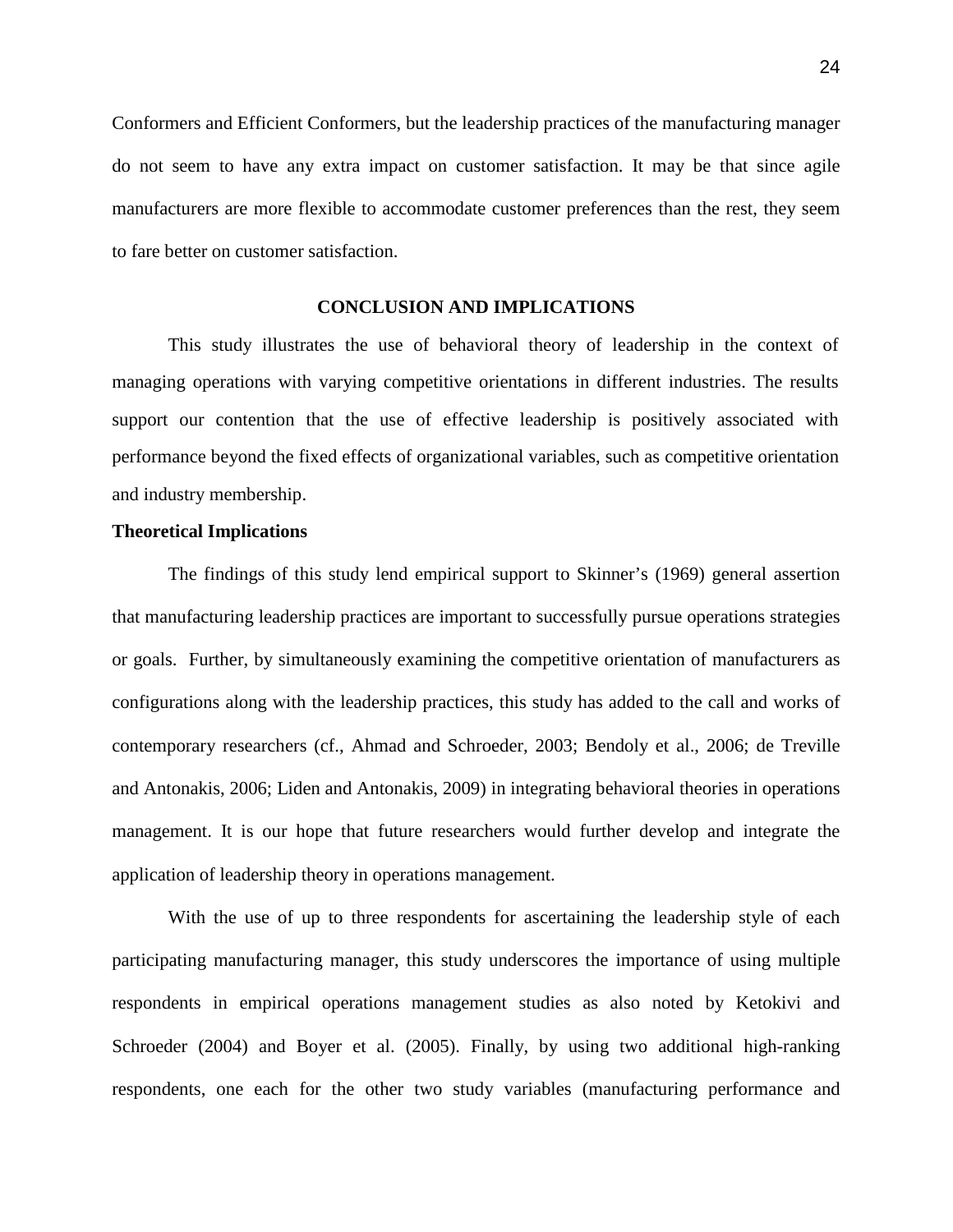Conformers and Efficient Conformers, but the leadership practices of the manufacturing manager do not seem to have any extra impact on customer satisfaction. It may be that since agile manufacturers are more flexible to accommodate customer preferences than the rest, they seem to fare better on customer satisfaction.

## CONCLUSION AND IMPLICATIONS

This study illustrates the use of behavioral theory of leadership in the context of managing operations with varying competitive orientations in different industries. The results support our contention that the use of effective leadership is positively associated with performance beyond the fixed effects of organizational variables, such as competitive orientation and industry membership.

### Theoretical Implications

The findings of this study lend empirical support to Skinner's (1969) general assertion that manufacturing leadership practices are important to successfully pursue operations strategies or goals. Further, by simultaneously examining the competitive orientation of manufacturers as configurations along with the leadership practices, this study has added to the call and works of contemporary researchers (cf., Ahmad and Schroeder, 2003; Bendoly et al., 2006; de Treville and Antonakis, 2006; Liden and Antonakis, 2009) in integrating behavioral theories in operations management. It is our hope that future researchers would further develop and integrate the application of leadership theory in operations management.

With the use of up to three respondents for ascertaining the leadership style of each participating manufacturing manager, this study underscores the importance of using multiple respondents in empirical operations management studies as also noted by Ketokivi and Schroeder (2004) and Boyer et al. (2005). Finally, by using two additional high-ranking respondents, one each for the other two study variables (manufacturing performance and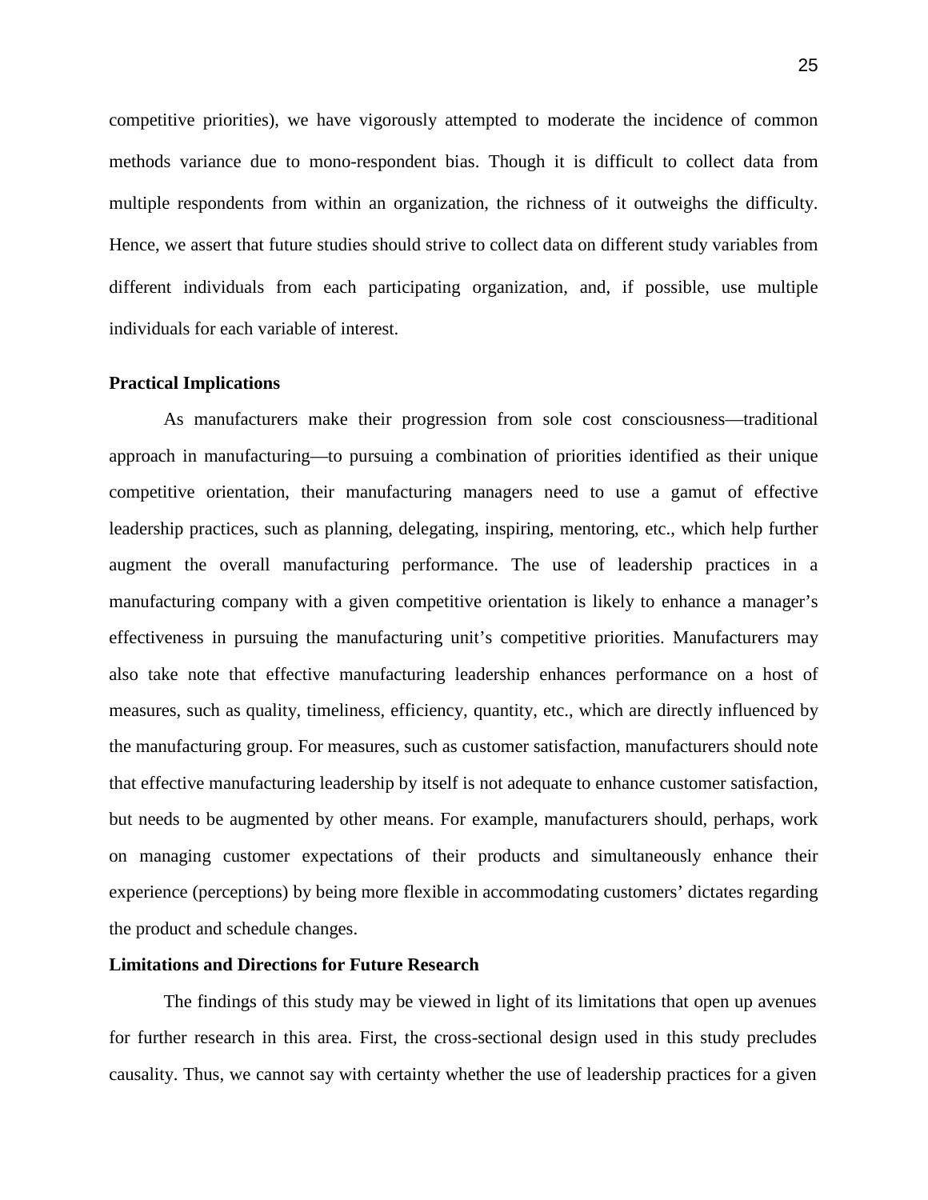competitive priorities), we have vigorously attempted to moderate the incidence of common methods variance due to mono-respondent bias. Though it is difficult to collect data from multiple respondents from within an organization, the richness of it outweighs the difficulty. Hence, we assert that future studies should strive to collect data on different study variables from different individuals from each participating organization, and, if possible, use multiple individuals for each variable of interest.

### Practical Implications

As manufacturers make their progression from sole cost consciousness—traditional approach in manufacturing—to pursuing a combination of priorities identified as their unique competitive orientation, their manufacturing managers need to use a gamut of effective leadership practices, such as planning, delegating, inspiring, mentoring, etc., which help further augment the overall manufacturing performance. The use of leadership practices in a manufacturing company with a given competitive orientation is likely to enhance a manager's effectiveness in pursuing the manufacturing unit's competitive priorities. Manufacturers may also take note that effective manufacturing leadership enhances performance on a host of measures, such as quality, timeliness, efficiency, quantity, etc., which are directly influenced by the manufacturing group. For measures, such as customer satisfaction, manufacturers should note that effective manufacturing leadership by itself is not adequate to enhance customer satisfaction, but needs to be augmented by other means. For example, manufacturers should, perhaps, work on managing customer expectations of their products and simultaneously enhance their experience (perceptions) by being more flexible in accommodating customers' dictates regarding the product and schedule changes.

### Limitations and Directions for Future Research

The findings of this study may be viewed in light of its limitations that open up avenues for further research in this area. First, the cross-sectional design used in this study precludes causality. Thus, we cannot say with certainty whether the use of leadership practices for a given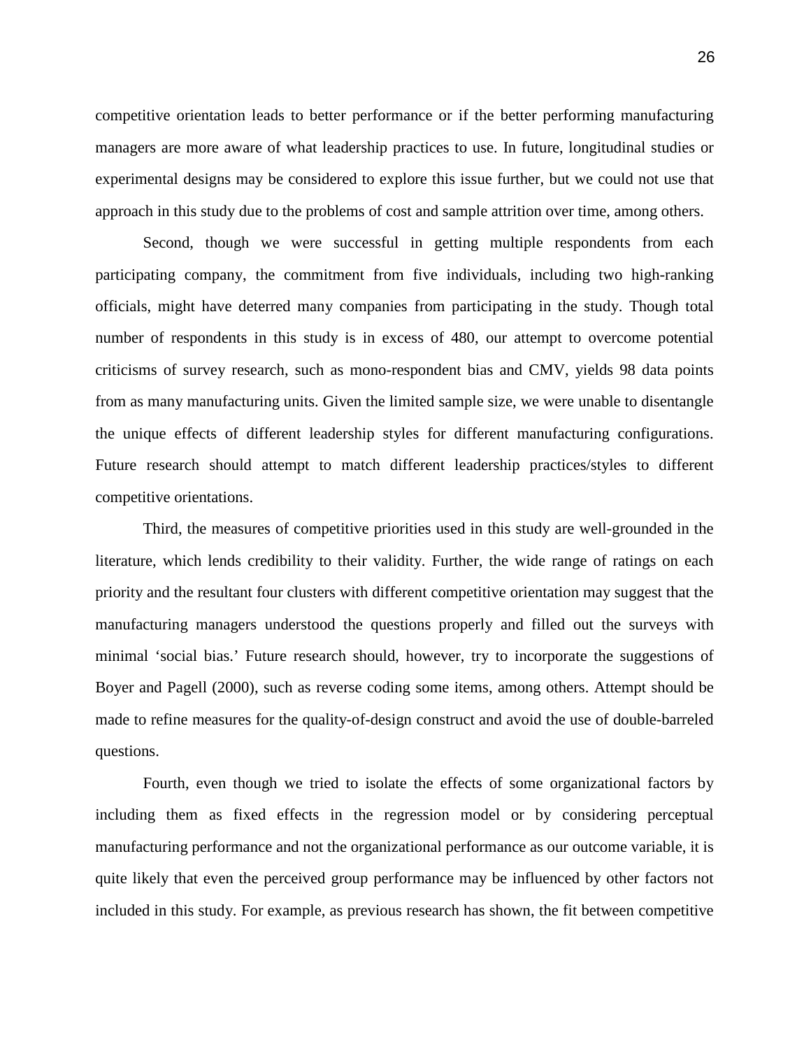competitive orientation leads to better performance or if the better performing manufacturing managers are more aware of what leadership practices to use. In future, longitudinal studies or experimental designs may be considered to explore this issue further, but we could not use that approach in this study due to the problems of cost and sample attrition over time, among others.

Second, though we were successful in getting multiple respondents from each participating company, the commitment from five individuals, including two high-ranking officials, might have deterred many companies from participating in the study. Though total number of respondents in this study is in excess of 480, our attempt to overcome potential criticisms of survey research, such as mono-respondent bias and CMV, yields 98 data points from as many manufacturing units. Given the limited sample size, we were unable to disentangle the unique effects of different leadership styles for different manufacturing configurations. Future research should attempt to match different leadership practices/styles to different competitive orientations.

Third, the measures of competitive priorities used in this study are well-grounded in the literature, which lends credibility to their validity. Further, the wide range of ratings on each priority and the resultant four clusters with different competitive orientation may suggest that the manufacturing managers understood the questions properly and filled out the surveys with minimal 'social bias.' Future research should, however, try to incorporate the suggestions of Boyer and Pagell (2000), such as reverse coding some items, among others. Attempt should be made to refine measures for the quality-of-design construct and avoid the use of double-barreled questions.

Fourth, even though we tried to isolate the effects of some organizational factors by including them as fixed effects in the regression model or by considering perceptual manufacturing performance and not the organizational performance as our outcome variable, it is quite likely that even the perceived group performance may be influenced by other factors not included in this study. For example, as previous research has shown, the fit between competitive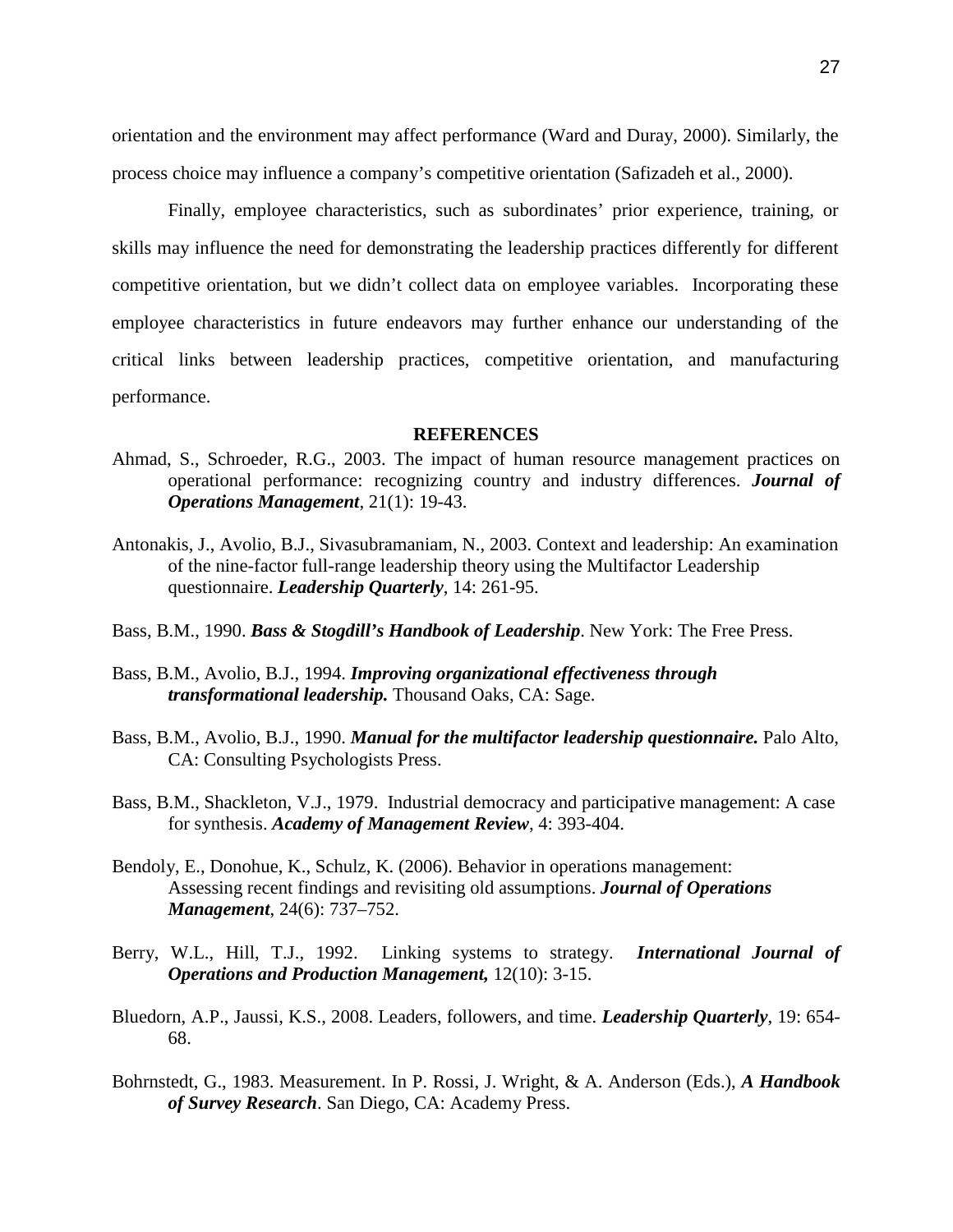orientation and the environment may affect performance (Ward and Duray, 2000). Similarly, the process choice may influence a company's competitive orientation (Safizadeh et al., 2000).

Finally, employee characteristics, such as subordinates' prior experience, training, or skills may influence the need for demonstrating the leadership practices differently for different competitive orientation, but we didn't collect data on employee variables. Incorporating these employee characteristics in future endeavors may further enhance our understanding of the critical links between leadership practices, competitive orientation, and manufacturing performance.

## REFERENCES

Ahmad, S., Schroeder, R.G., 2003. The impact of human resource management practices on operational performance: recognizing country and industry differences. ***Journal of Operations Management***, 21(1): 19-43.

Antonakis, J., Avolio, B.J., Sivasubramaniam, N., 2003. Context and leadership: An examination of the nine-factor full-range leadership theory using the Multifactor Leadership questionnaire. ***Leadership Quarterly***, 14: 261-95.

Bass, B.M., 1990. ***Bass & Stogdill's Handbook of Leadership***. New York: The Free Press.

Bass, B.M., Avolio, B.J., 1994. ***Improving organizational effectiveness through transformational leadership.*** Thousand Oaks, CA: Sage.

Bass, B.M., Avolio, B.J., 1990. ***Manual for the multifactor leadership questionnaire.*** Palo Alto, CA: Consulting Psychologists Press.

Bass, B.M., Shackleton, V.J., 1979. Industrial democracy and participative management: A case for synthesis. ***Academy of Management Review***, 4: 393-404.

Bendoly, E., Donohue, K., Schulz, K. (2006). Behavior in operations management: Assessing recent findings and revisiting old assumptions. ***Journal of Operations Management***, 24(6): 737–752.

Berry, W.L., Hill, T.J., 1992. Linking systems to strategy. ***International Journal of Operations and Production Management,*** 12(10): 3-15.

Bluedorn, A.P., Jaussi, K.S., 2008. Leaders, followers, and time. ***Leadership Quarterly***, 19: 654-68.

Bohrnstedt, G., 1983. Measurement. In P. Rossi, J. Wright, & A. Anderson (Eds.), ***A Handbook of Survey Research***. San Diego, CA: Academy Press.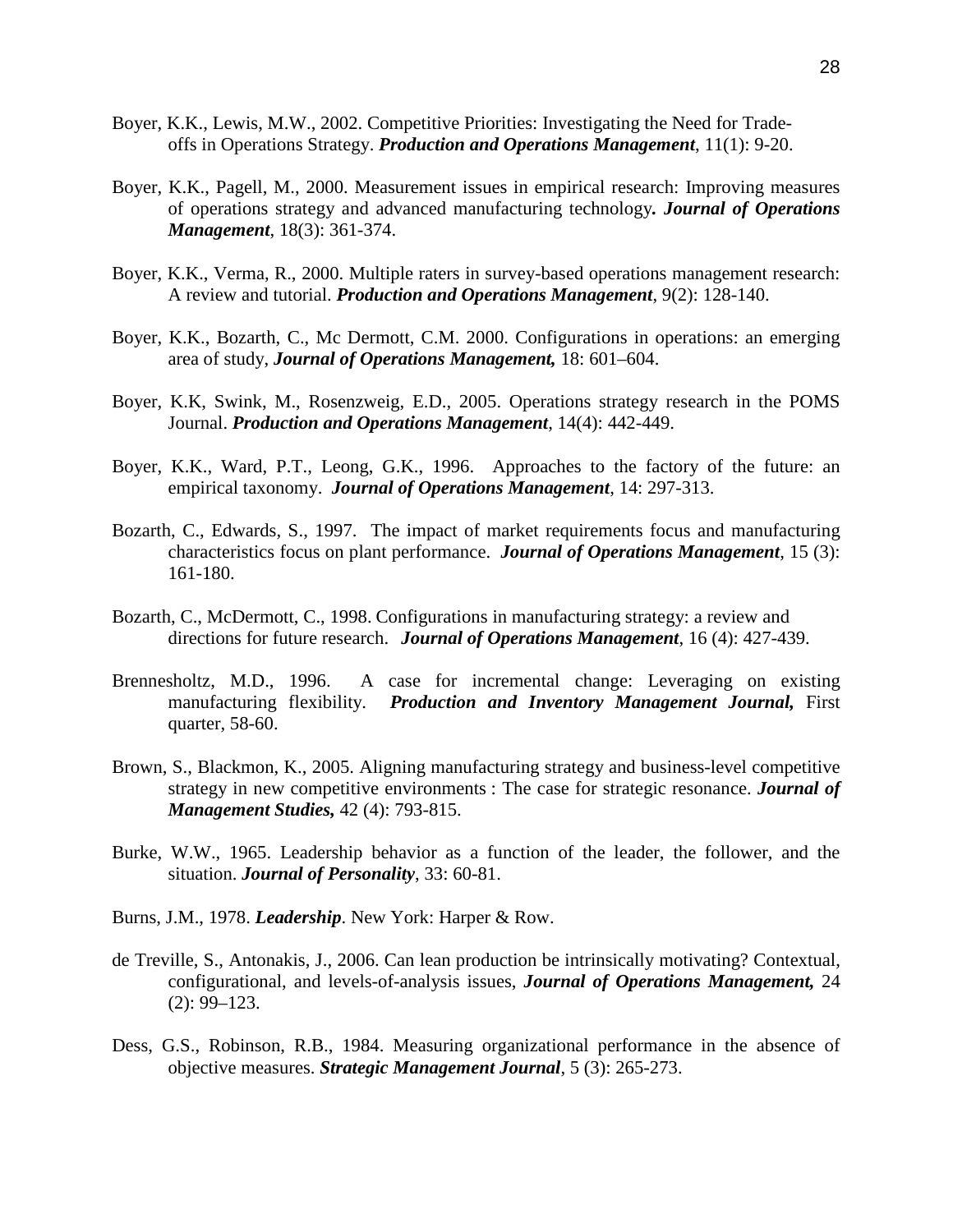Boyer, K.K., Lewis, M.W., 2002. Competitive Priorities: Investigating the Need for Trade-offs in Operations Strategy. ***Production and Operations Management***, 11(1): 9-20.

Boyer, K.K., Pagell, M., 2000. Measurement issues in empirical research: Improving measures of operations strategy and advanced manufacturing technology**.** ***Journal of Operations Management***, 18(3): 361-374.

Boyer, K.K., Verma, R., 2000. Multiple raters in survey-based operations management research: A review and tutorial. ***Production and Operations Management***, 9(2): 128-140.

Boyer, K.K., Bozarth, C., Mc Dermott, C.M. 2000. Configurations in operations: an emerging area of study, ***Journal of Operations Management,*** 18: 601–604.

Boyer, K.K, Swink, M., Rosenzweig, E.D., 2005. Operations strategy research in the POMS Journal. ***Production and Operations Management***, 14(4): 442-449.

Boyer, K.K., Ward, P.T., Leong, G.K., 1996. Approaches to the factory of the future: an empirical taxonomy. ***Journal of Operations Management***, 14: 297-313.

Bozarth, C., Edwards, S., 1997. The impact of market requirements focus and manufacturing characteristics focus on plant performance. ***Journal of Operations Management***, 15 (3): 161-180.

Bozarth, C., McDermott, C., 1998. Configurations in manufacturing strategy: a review and directions for future research. ***Journal of Operations Management***, 16 (4): 427-439.

Brennesholtz, M.D., 1996. A case for incremental change: Leveraging on existing manufacturing flexibility. ***Production and Inventory Management Journal,*** First quarter, 58-60.

Brown, S., Blackmon, K., 2005. Aligning manufacturing strategy and business-level competitive strategy in new competitive environments : The case for strategic resonance. ***Journal of Management Studies,*** 42 (4): 793-815.

Burke, W.W., 1965. Leadership behavior as a function of the leader, the follower, and the situation. ***Journal of Personality***, 33: 60-81.

Burns, J.M., 1978. ***Leadership***. New York: Harper & Row.

de Treville, S., Antonakis, J., 2006. Can lean production be intrinsically motivating? Contextual, configurational, and levels-of-analysis issues, ***Journal of Operations Management,*** 24 (2): 99–123.

Dess, G.S., Robinson, R.B., 1984. Measuring organizational performance in the absence of objective measures. ***Strategic Management Journal***, 5 (3): 265-273.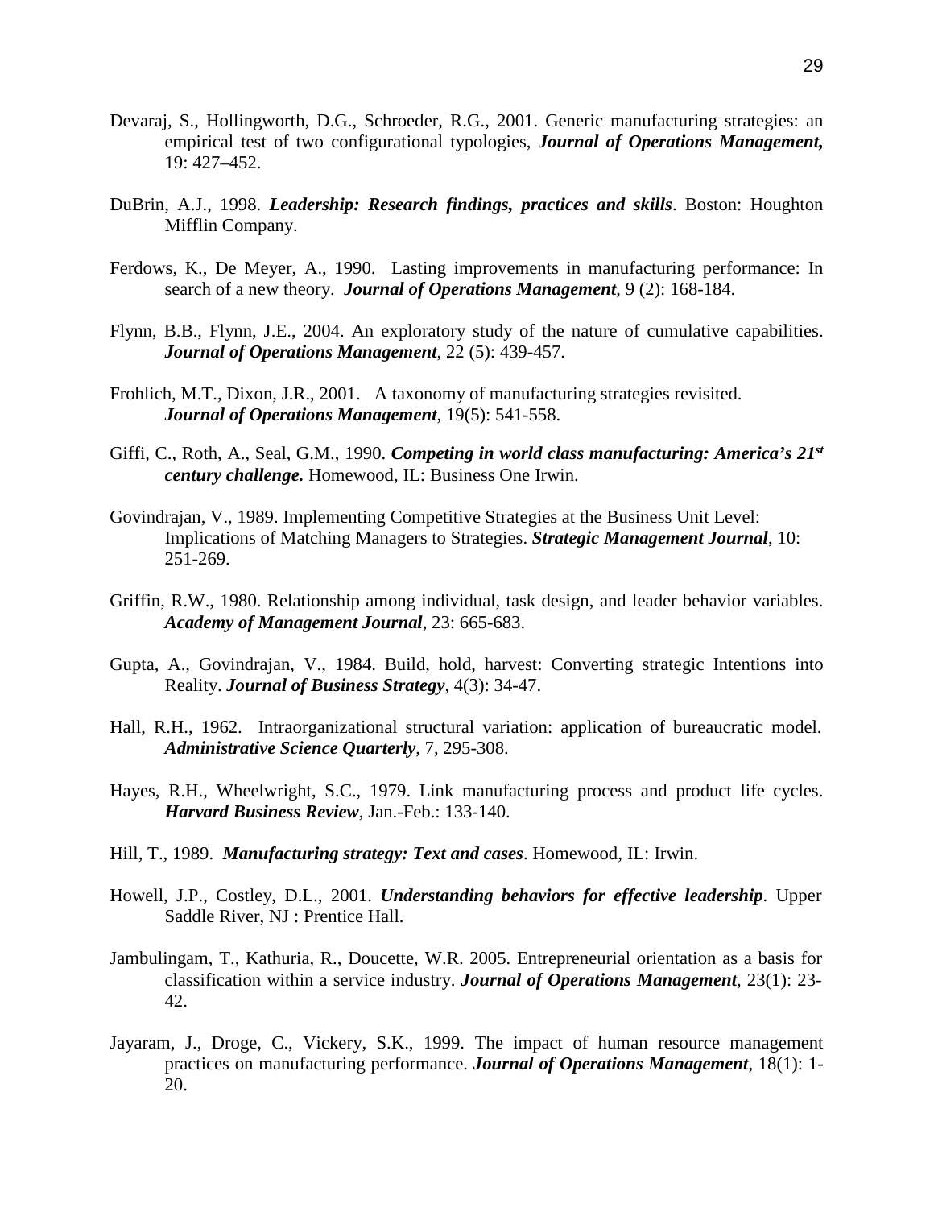Devaraj, S., Hollingworth, D.G., Schroeder, R.G., 2001. Generic manufacturing strategies: an empirical test of two configurational typologies, ***Journal of Operations Management,*** 19: 427–452.

DuBrin, A.J., 1998. ***Leadership: Research findings, practices and skills***. Boston: Houghton Mifflin Company.

Ferdows, K., De Meyer, A., 1990. Lasting improvements in manufacturing performance: In search of a new theory. ***Journal of Operations Management***, 9 (2): 168-184.

Flynn, B.B., Flynn, J.E., 2004. An exploratory study of the nature of cumulative capabilities. ***Journal of Operations Management***, 22 (5): 439-457.

Frohlich, M.T., Dixon, J.R., 2001. A taxonomy of manufacturing strategies revisited. ***Journal of Operations Management***, 19(5): 541-558.

Giffi, C., Roth, A., Seal, G.M., 1990. ***Competing in world class manufacturing: America's 21st century challenge.*** Homewood, IL: Business One Irwin.

Govindrajan, V., 1989. Implementing Competitive Strategies at the Business Unit Level: Implications of Matching Managers to Strategies. ***Strategic Management Journal***, 10: 251-269.

Griffin, R.W., 1980. Relationship among individual, task design, and leader behavior variables. ***Academy of Management Journal***, 23: 665-683.

Gupta, A., Govindrajan, V., 1984. Build, hold, harvest: Converting strategic Intentions into Reality. ***Journal of Business Strategy***, 4(3): 34-47.

Hall, R.H., 1962. Intraorganizational structural variation: application of bureaucratic model. ***Administrative Science Quarterly***, 7, 295-308.

Hayes, R.H., Wheelwright, S.C., 1979. Link manufacturing process and product life cycles. ***Harvard Business Review***, Jan.-Feb.: 133-140.

Hill, T., 1989. ***Manufacturing strategy: Text and cases***. Homewood, IL: Irwin.

Howell, J.P., Costley, D.L., 2001. ***Understanding behaviors for effective leadership***. Upper Saddle River, NJ : Prentice Hall.

Jambulingam, T., Kathuria, R., Doucette, W.R. 2005. Entrepreneurial orientation as a basis for classification within a service industry. ***Journal of Operations Management***, 23(1): 23-42.

Jayaram, J., Droge, C., Vickery, S.K., 1999. The impact of human resource management practices on manufacturing performance. ***Journal of Operations Management***, 18(1): 1-20.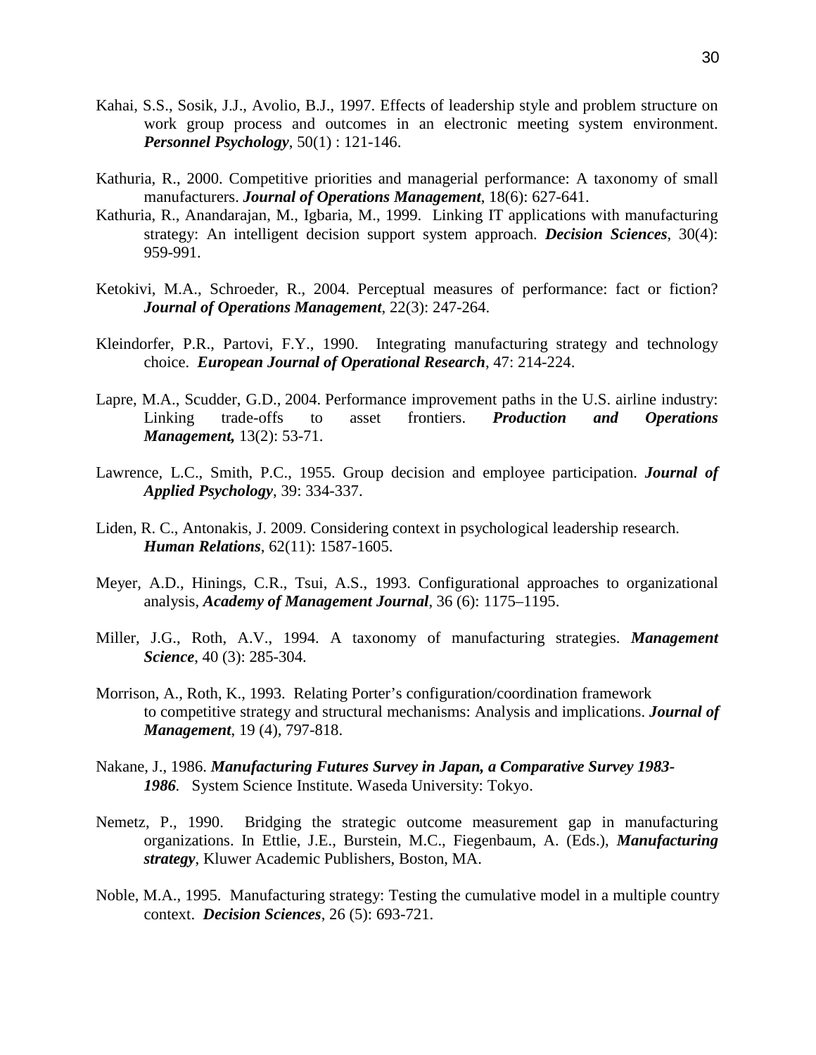Kahai, S.S., Sosik, J.J., Avolio, B.J., 1997. Effects of leadership style and problem structure on work group process and outcomes in an electronic meeting system environment. ***Personnel Psychology***, 50(1) : 121-146.

Kathuria, R., 2000. Competitive priorities and managerial performance: A taxonomy of small manufacturers. ***Journal of Operations Management***, 18(6): 627-641.

Kathuria, R., Anandarajan, M., Igbaria, M., 1999. Linking IT applications with manufacturing strategy: An intelligent decision support system approach. ***Decision Sciences***, 30(4): 959-991.

Ketokivi, M.A., Schroeder, R., 2004. Perceptual measures of performance: fact or fiction? ***Journal of Operations Management***, 22(3): 247-264.

Kleindorfer, P.R., Partovi, F.Y., 1990. Integrating manufacturing strategy and technology choice. ***European Journal of Operational Research***, 47: 214-224.

Lapre, M.A., Scudder, G.D., 2004. Performance improvement paths in the U.S. airline industry: Linking trade-offs to asset frontiers. ***Production and Operations Management,*** 13(2): 53-71.

Lawrence, L.C., Smith, P.C., 1955. Group decision and employee participation. ***Journal of Applied Psychology***, 39: 334-337.

Liden, R. C., Antonakis, J. 2009. Considering context in psychological leadership research. ***Human Relations***, 62(11): 1587-1605.

Meyer, A.D., Hinings, C.R., Tsui, A.S., 1993. Configurational approaches to organizational analysis, ***Academy of Management Journal***, 36 (6): 1175–1195.

Miller, J.G., Roth, A.V., 1994. A taxonomy of manufacturing strategies. ***Management Science***, 40 (3): 285-304.

Morrison, A., Roth, K., 1993. Relating Porter's configuration/coordination framework to competitive strategy and structural mechanisms: Analysis and implications. ***Journal of Management***, 19 (4), 797-818.

Nakane, J., 1986. ***Manufacturing Futures Survey in Japan, a Comparative Survey 1983-1986***. System Science Institute. Waseda University: Tokyo.

Nemetz, P., 1990. Bridging the strategic outcome measurement gap in manufacturing organizations. In Ettlie, J.E., Burstein, M.C., Fiegenbaum, A. (Eds.), ***Manufacturing strategy***, Kluwer Academic Publishers, Boston, MA.

Noble, M.A., 1995. Manufacturing strategy: Testing the cumulative model in a multiple country context. ***Decision Sciences***, 26 (5): 693-721.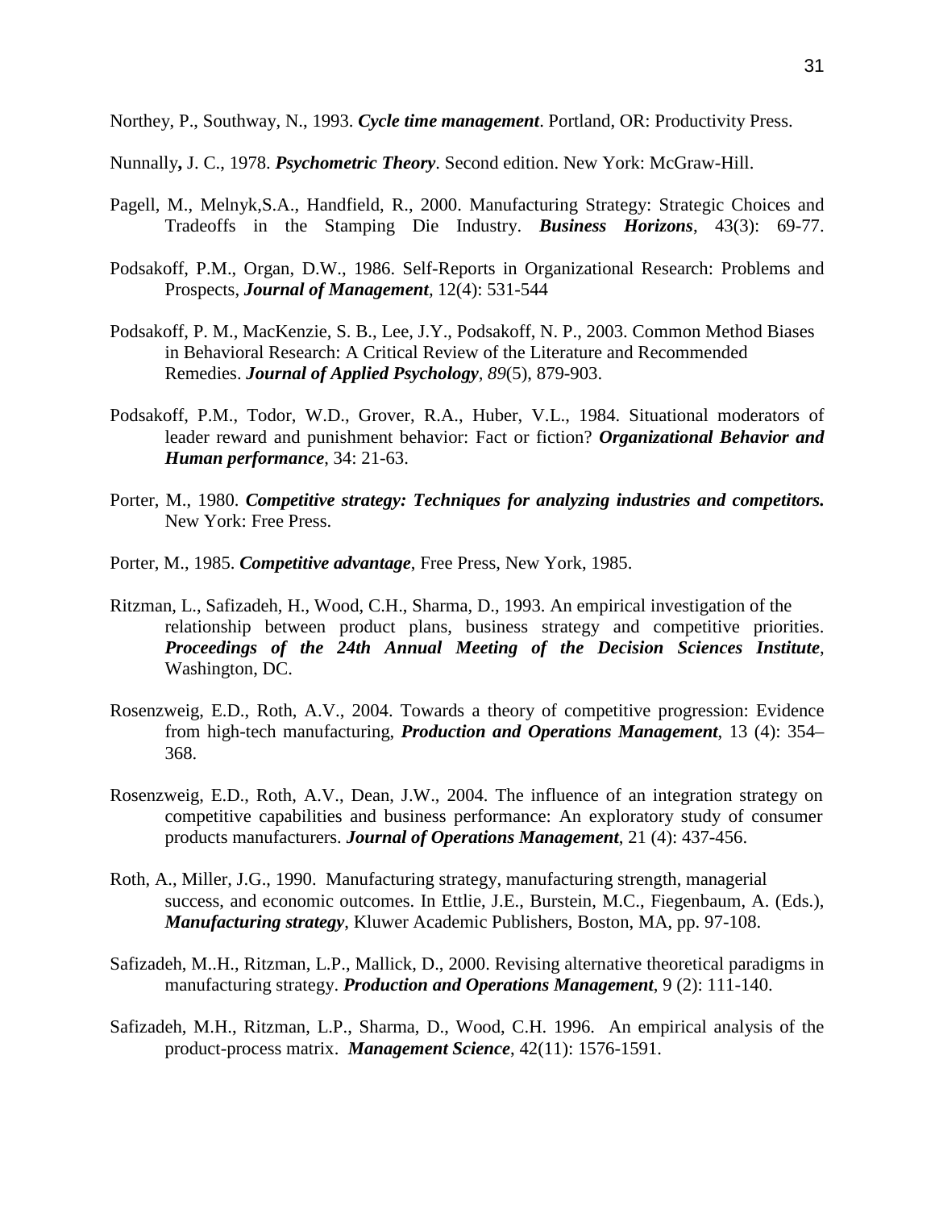Northey, P., Southway, N., 1993. ***Cycle time management***. Portland, OR: Productivity Press.

Nunnally**,** J. C., 1978. ***Psychometric Theory***. Second edition. New York: McGraw-Hill.

Pagell, M., Melnyk,S.A., Handfield, R., 2000. Manufacturing Strategy: Strategic Choices and Tradeoffs in the Stamping Die Industry. ***Business Horizons***, 43(3): 69-77.

Podsakoff, P.M., Organ, D.W., 1986. Self-Reports in Organizational Research: Problems and Prospects, ***Journal of Management***, 12(4): 531-544

Podsakoff, P. M., MacKenzie, S. B., Lee, J.Y., Podsakoff, N. P., 2003. Common Method Biases in Behavioral Research: A Critical Review of the Literature and Recommended Remedies. ***Journal of Applied Psychology***, *89*(5), 879-903.

Podsakoff, P.M., Todor, W.D., Grover, R.A., Huber, V.L., 1984. Situational moderators of leader reward and punishment behavior: Fact or fiction? ***Organizational Behavior and Human performance***, 34: 21-63.

Porter, M., 1980. ***Competitive strategy: Techniques for analyzing industries and competitors.*** New York: Free Press.

Porter, M., 1985. ***Competitive advantage***, Free Press, New York, 1985.

Ritzman, L., Safizadeh, H., Wood, C.H., Sharma, D., 1993. An empirical investigation of the relationship between product plans, business strategy and competitive priorities. ***Proceedings of the 24th Annual Meeting of the Decision Sciences Institute***, Washington, DC.

Rosenzweig, E.D., Roth, A.V., 2004. Towards a theory of competitive progression: Evidence from high-tech manufacturing, ***Production and Operations Management***, 13 (4): 354–368.

Rosenzweig, E.D., Roth, A.V., Dean, J.W., 2004. The influence of an integration strategy on competitive capabilities and business performance: An exploratory study of consumer products manufacturers. ***Journal of Operations Management***, 21 (4): 437-456.

Roth, A., Miller, J.G., 1990. Manufacturing strategy, manufacturing strength, managerial success, and economic outcomes. In Ettlie, J.E., Burstein, M.C., Fiegenbaum, A. (Eds.), ***Manufacturing strategy***, Kluwer Academic Publishers, Boston, MA, pp. 97-108.

Safizadeh, M..H., Ritzman, L.P., Mallick, D., 2000. Revising alternative theoretical paradigms in manufacturing strategy. ***Production and Operations Management***, 9 (2): 111-140.

Safizadeh, M.H., Ritzman, L.P., Sharma, D., Wood, C.H. 1996. An empirical analysis of the product-process matrix. ***Management Science***, 42(11): 1576-1591.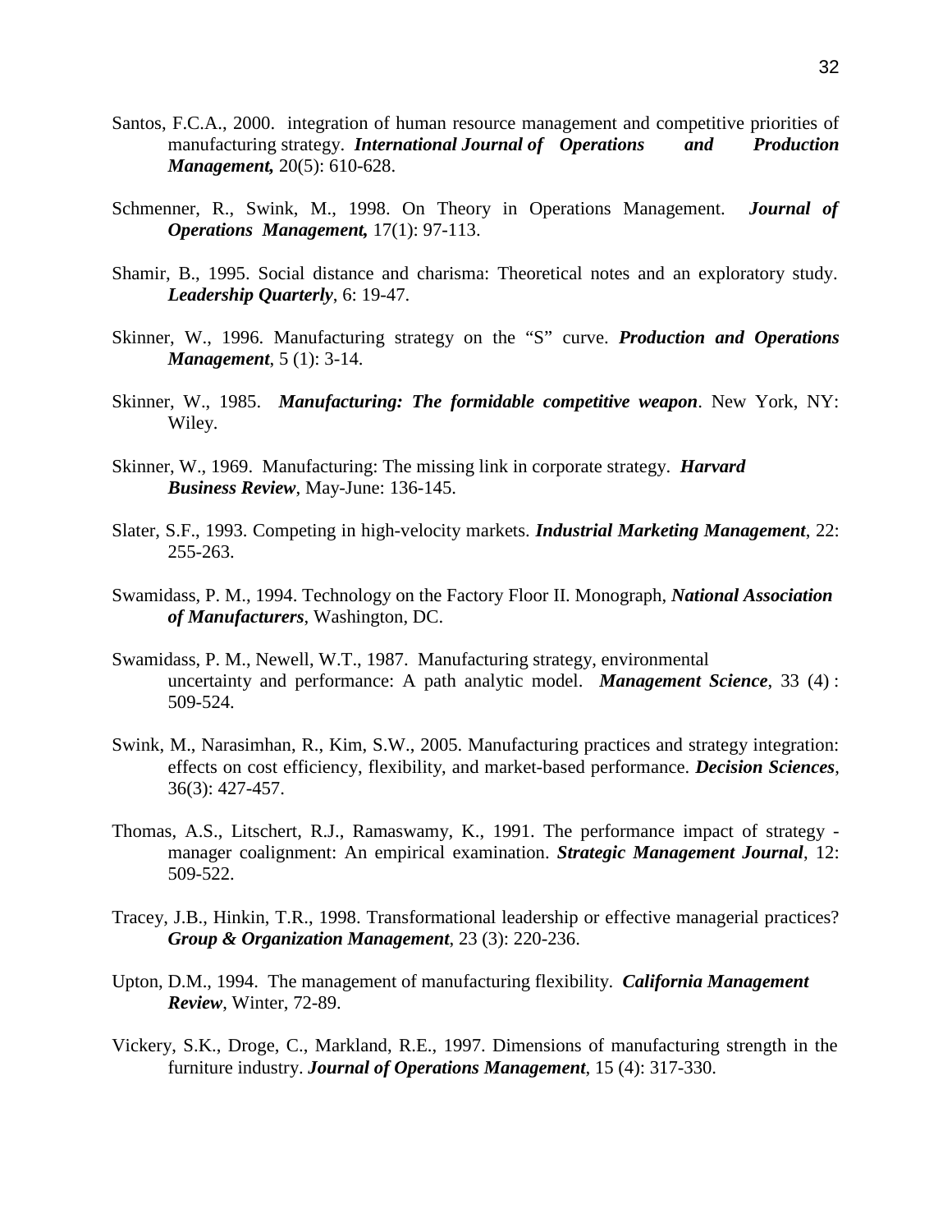Santos, F.C.A., 2000. integration of human resource management and competitive priorities of manufacturing strategy. ***International Journal of Operations and Production Management,*** 20(5): 610-628.

Schmenner, R., Swink, M., 1998. On Theory in Operations Management. ***Journal of Operations Management,*** 17(1): 97-113.

Shamir, B., 1995. Social distance and charisma: Theoretical notes and an exploratory study. ***Leadership Quarterly***, 6: 19-47.

Skinner, W., 1996. Manufacturing strategy on the "S" curve. ***Production and Operations Management***, 5 (1): 3-14.

Skinner, W., 1985. ***Manufacturing: The formidable competitive weapon***. New York, NY: Wiley.

Skinner, W., 1969. Manufacturing: The missing link in corporate strategy. ***Harvard Business Review***, May-June: 136-145.

Slater, S.F., 1993. Competing in high-velocity markets. ***Industrial Marketing Management***, 22: 255-263.

Swamidass, P. M., 1994. Technology on the Factory Floor II. Monograph, ***National Association of Manufacturers***, Washington, DC.

Swamidass, P. M., Newell, W.T., 1987. Manufacturing strategy, environmental uncertainty and performance: A path analytic model. ***Management Science***, 33 (4) : 509-524.

Swink, M., Narasimhan, R., Kim, S.W., 2005. Manufacturing practices and strategy integration: effects on cost efficiency, flexibility, and market-based performance. ***Decision Sciences***, 36(3): 427-457.

Thomas, A.S., Litschert, R.J., Ramaswamy, K., 1991. The performance impact of strategy - manager coalignment: An empirical examination. ***Strategic Management Journal***, 12: 509-522.

Tracey, J.B., Hinkin, T.R., 1998. Transformational leadership or effective managerial practices? ***Group & Organization Management***, 23 (3): 220-236.

Upton, D.M., 1994. The management of manufacturing flexibility. ***California Management Review***, Winter, 72-89.

Vickery, S.K., Droge, C., Markland, R.E., 1997. Dimensions of manufacturing strength in the furniture industry. ***Journal of Operations Management***, 15 (4): 317-330.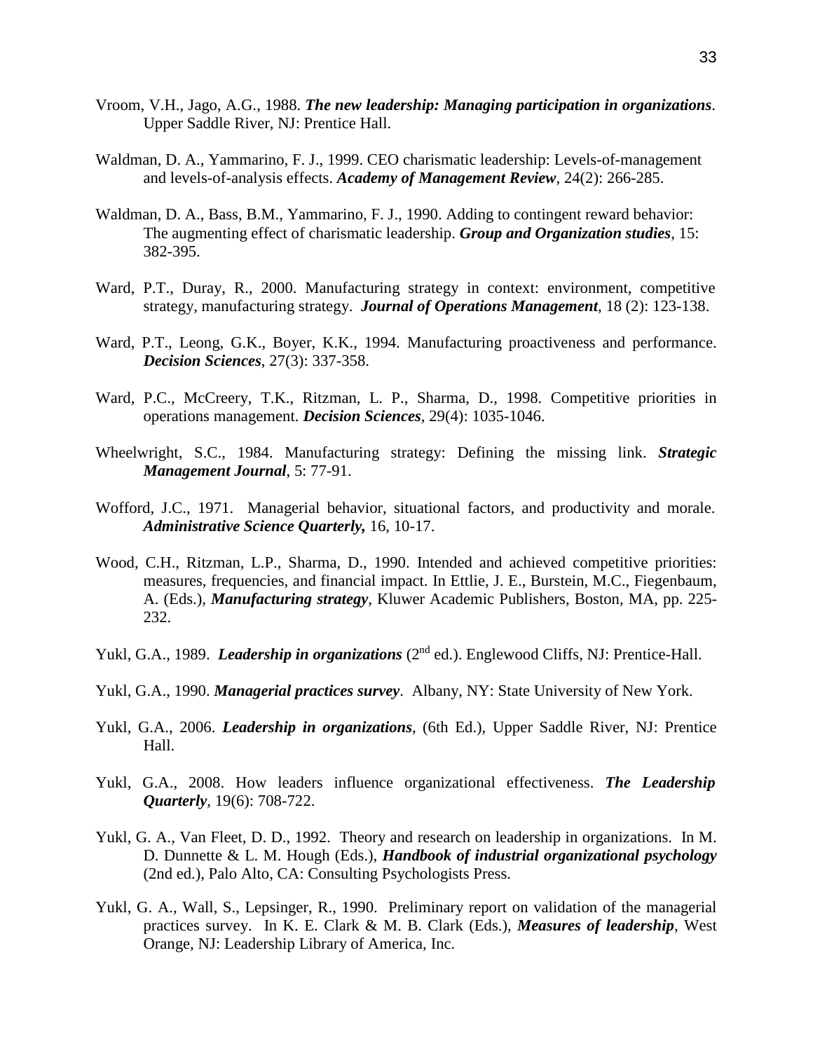Vroom, V.H., Jago, A.G., 1988. ***The new leadership: Managing participation in organizations***. Upper Saddle River, NJ: Prentice Hall.

Waldman, D. A., Yammarino, F. J., 1999. CEO charismatic leadership: Levels-of-management and levels-of-analysis effects. ***Academy of Management Review***, 24(2): 266-285.

Waldman, D. A., Bass, B.M., Yammarino, F. J., 1990. Adding to contingent reward behavior: The augmenting effect of charismatic leadership. ***Group and Organization studies***, 15: 382-395.

Ward, P.T., Duray, R., 2000. Manufacturing strategy in context: environment, competitive strategy, manufacturing strategy. ***Journal of Operations Management***, 18 (2): 123-138.

Ward, P.T., Leong, G.K., Boyer, K.K., 1994. Manufacturing proactiveness and performance. ***Decision Sciences***, 27(3): 337-358.

Ward, P.C., McCreery, T.K., Ritzman, L. P., Sharma, D., 1998. Competitive priorities in operations management. ***Decision Sciences***, 29(4): 1035-1046.

Wheelwright, S.C., 1984. Manufacturing strategy: Defining the missing link. ***Strategic Management Journal***, 5: 77-91.

Wofford, J.C., 1971. Managerial behavior, situational factors, and productivity and morale. ***Administrative Science Quarterly,*** 16, 10-17.

Wood, C.H., Ritzman, L.P., Sharma, D., 1990. Intended and achieved competitive priorities: measures, frequencies, and financial impact. In Ettlie, J. E., Burstein, M.C., Fiegenbaum, A. (Eds.), ***Manufacturing strategy***, Kluwer Academic Publishers, Boston, MA, pp. 225-232.

Yukl, G.A., 1989. ***Leadership in organizations*** (2nd ed.). Englewood Cliffs, NJ: Prentice-Hall.

Yukl, G.A., 1990. ***Managerial practices survey***. Albany, NY: State University of New York.

Yukl, G.A., 2006. ***Leadership in organizations***, (6th Ed.), Upper Saddle River, NJ: Prentice Hall.

Yukl, G.A., 2008. How leaders influence organizational effectiveness. ***The Leadership Quarterly***, 19(6): 708-722.

Yukl, G. A., Van Fleet, D. D., 1992. Theory and research on leadership in organizations. In M. D. Dunnette & L. M. Hough (Eds.), ***Handbook of industrial organizational psychology*** (2nd ed.), Palo Alto, CA: Consulting Psychologists Press.

Yukl, G. A., Wall, S., Lepsinger, R., 1990. Preliminary report on validation of the managerial practices survey. In K. E. Clark & M. B. Clark (Eds.), ***Measures of leadership***, West Orange, NJ: Leadership Library of America, Inc.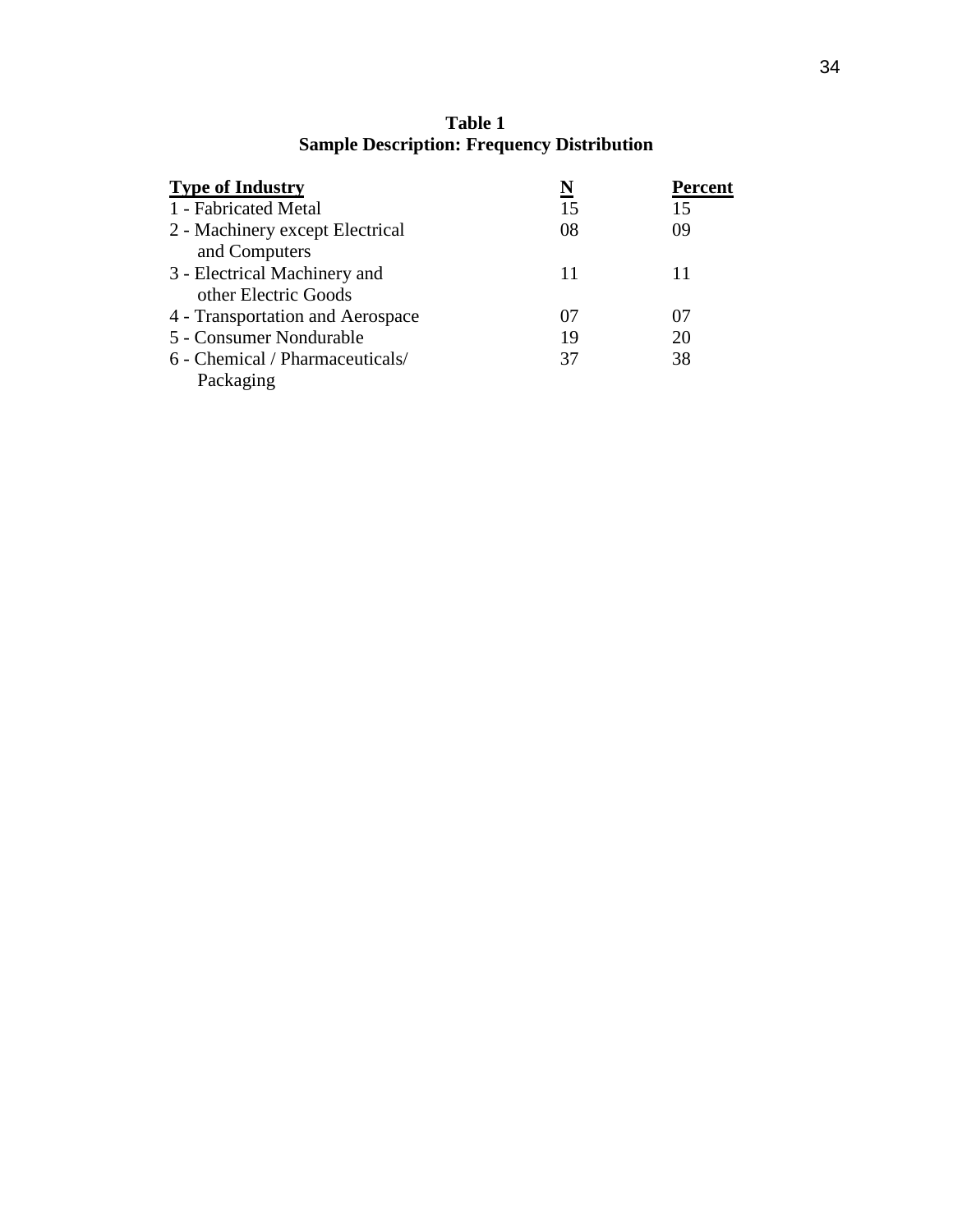**Table 1**
**Sample Description: Frequency Distribution**

| Type of Industry | N | Percent |
|---|---|---|
| 1 - Fabricated Metal | 15 | 15 |
| 2 - Machinery except Electrical and Computers | 08 | 09 |
| 3 - Electrical Machinery and other Electric Goods | 11 | 11 |
| 4 - Transportation and Aerospace | 07 | 07 |
| 5 - Consumer Nondurable | 19 | 20 |
| 6 - Chemical / Pharmaceuticals/ Packaging | 37 | 38 |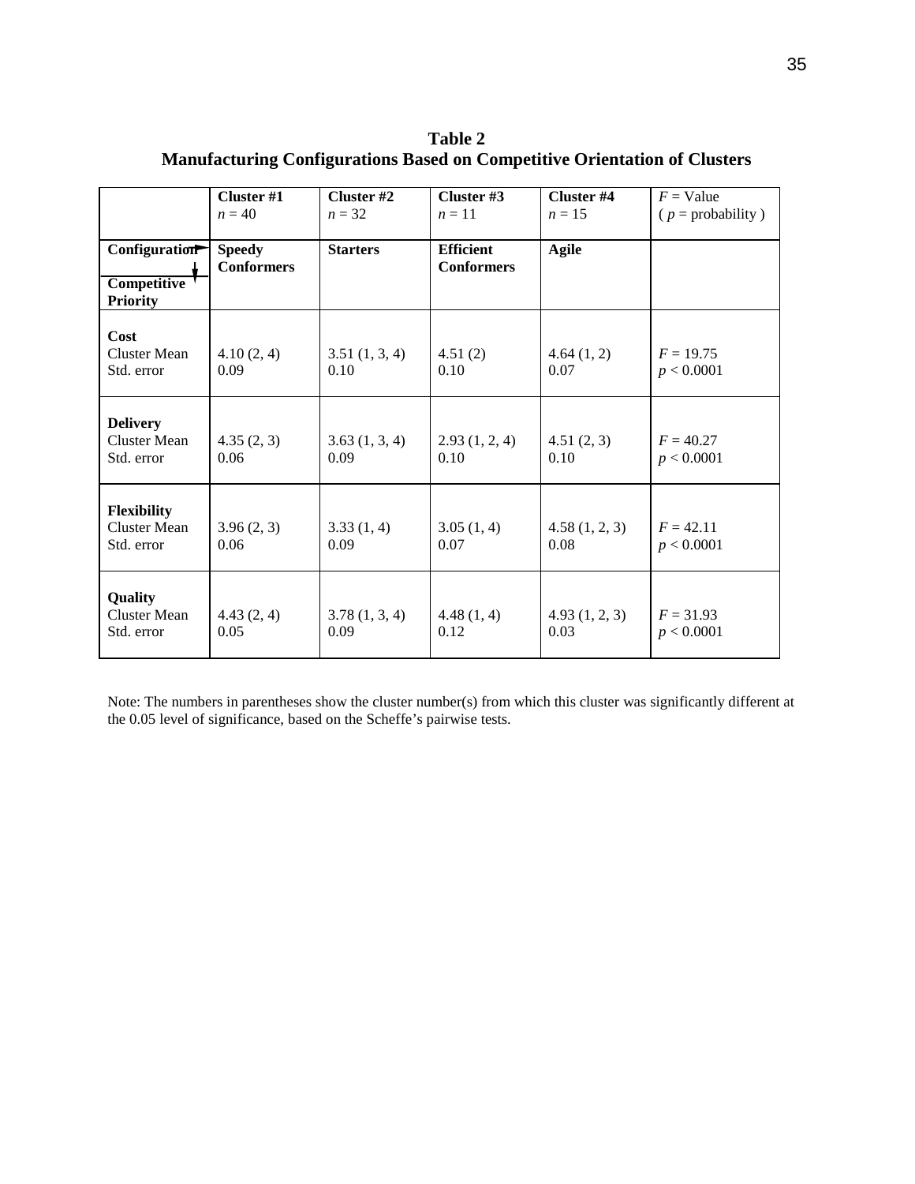**Table 2**
**Manufacturing Configurations Based on Competitive Orientation of Clusters**

| | Cluster #1 $n = 40$ | Cluster #2 $n = 32$ | Cluster #3 $n = 11$ | Cluster #4 $n = 15$ | $F$ = Value ( $p$ = probability ) |
|---|---|---|---|---|---|
| **Configuration → / Competitive Priority ↓** | **Speedy Conformers** | **Starters** | **Efficient Conformers** | **Agile** | |
| **Cost** | | | | | |
| Cluster Mean | 4.10 (2, 4) | 3.51 (1, 3, 4) | 4.51 (2) | 4.64 (1, 2) | $F = 19.75$ |
| Std. error | 0.09 | 0.10 | 0.10 | 0.07 | $p < 0.0001$ |
| **Delivery** | | | | | |
| Cluster Mean | 4.35 (2, 3) | 3.63 (1, 3, 4) | 2.93 (1, 2, 4) | 4.51 (2, 3) | $F = 40.27$ |
| Std. error | 0.06 | 0.09 | 0.10 | 0.10 | $p < 0.0001$ |
| **Flexibility** | | | | | |
| Cluster Mean | 3.96 (2, 3) | 3.33 (1, 4) | 3.05 (1, 4) | 4.58 (1, 2, 3) | $F = 42.11$ |
| Std. error | 0.06 | 0.09 | 0.07 | 0.08 | $p < 0.0001$ |
| **Quality** | | | | | |
| Cluster Mean | 4.43 (2, 4) | 3.78 (1, 3, 4) | 4.48 (1, 4) | 4.93 (1, 2, 3) | $F = 31.93$ |
| Std. error | 0.05 | 0.09 | 0.12 | 0.03 | $p < 0.0001$ |

Note: The numbers in parentheses show the cluster number(s) from which this cluster was significantly different at the 0.05 level of significance, based on the Scheffe's pairwise tests.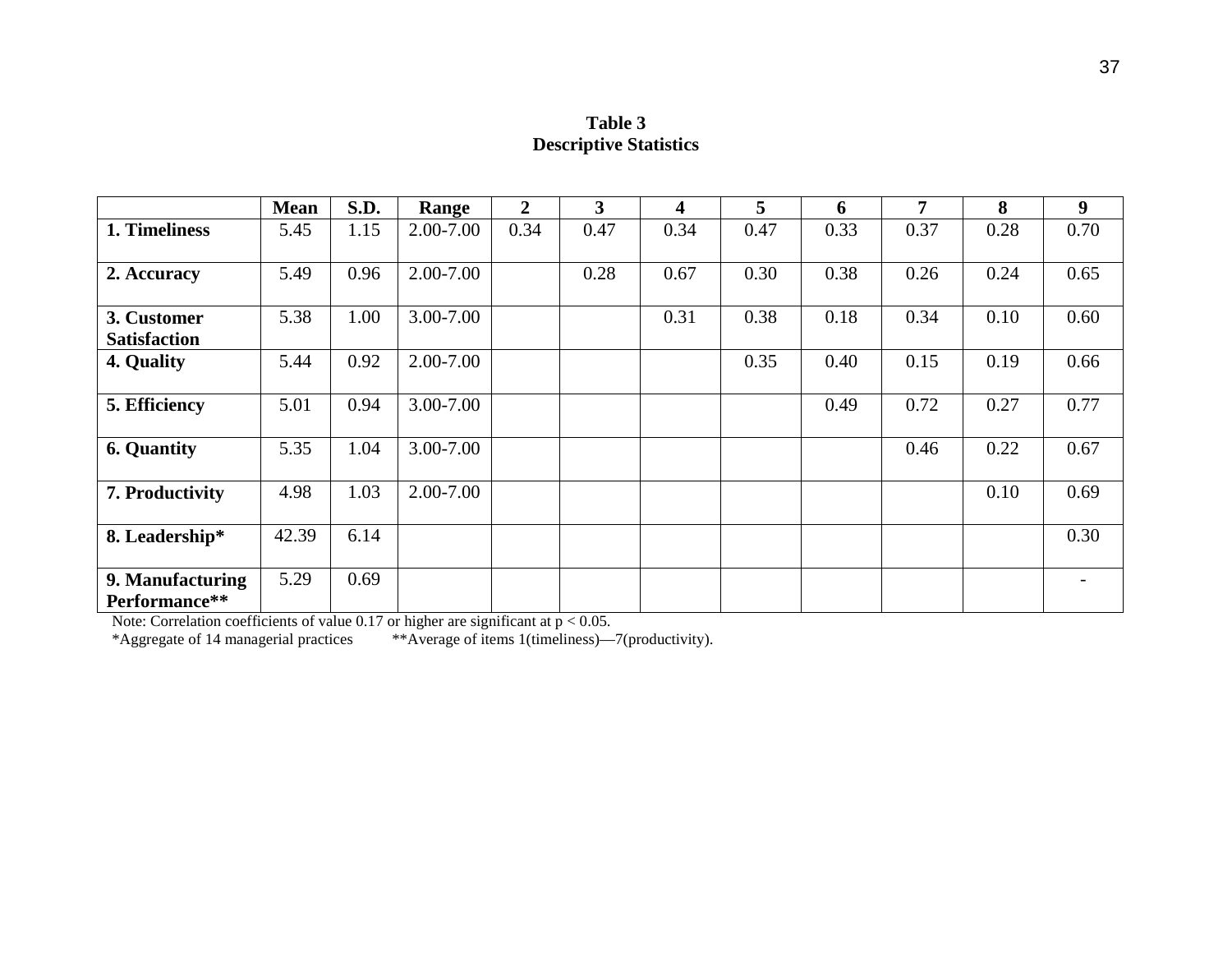**Table 3**
**Descriptive Statistics**

| | Mean | S.D. | Range | 2 | 3 | 4 | 5 | 6 | 7 | 8 | 9 |
|---|---|---|---|---|---|---|---|---|---|---|---|
| **1. Timeliness** | 5.45 | 1.15 | 2.00-7.00 | 0.34 | 0.47 | 0.34 | 0.47 | 0.33 | 0.37 | 0.28 | 0.70 |
| **2. Accuracy** | 5.49 | 0.96 | 2.00-7.00 | | 0.28 | 0.67 | 0.30 | 0.38 | 0.26 | 0.24 | 0.65 |
| **3. Customer Satisfaction** | 5.38 | 1.00 | 3.00-7.00 | | | 0.31 | 0.38 | 0.18 | 0.34 | 0.10 | 0.60 |
| **4. Quality** | 5.44 | 0.92 | 2.00-7.00 | | | | 0.35 | 0.40 | 0.15 | 0.19 | 0.66 |
| **5. Efficiency** | 5.01 | 0.94 | 3.00-7.00 | | | | | 0.49 | 0.72 | 0.27 | 0.77 |
| **6. Quantity** | 5.35 | 1.04 | 3.00-7.00 | | | | | | 0.46 | 0.22 | 0.67 |
| **7. Productivity** | 4.98 | 1.03 | 2.00-7.00 | | | | | | | 0.10 | 0.69 |
| **8. Leadership*** | 42.39 | 6.14 | | | | | | | | | 0.30 |
| **9. Manufacturing Performance**** | 5.29 | 0.69 | | | | | | | | | - |

Note: Correlation coefficients of value 0.17 or higher are significant at $p < 0.05$.

*Aggregate of 14 managerial practices **Average of items 1(timeliness)—7(productivity).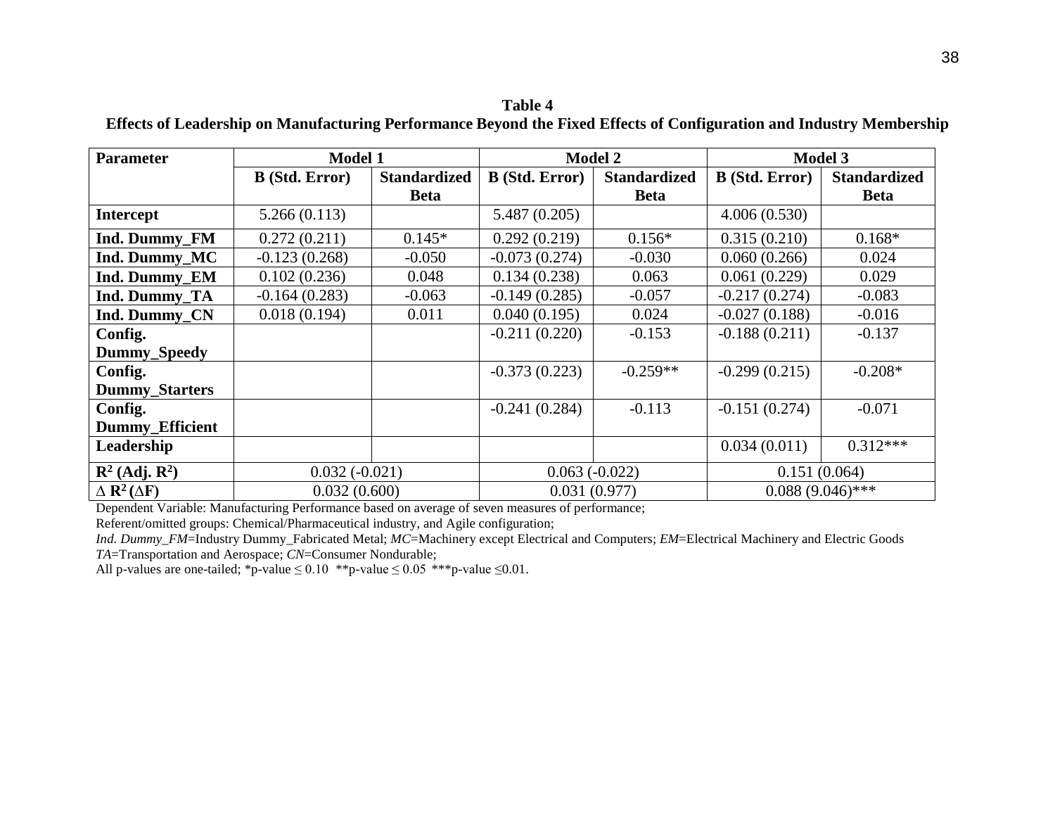**Table 4**

**Effects of Leadership on Manufacturing Performance Beyond the Fixed Effects of Configuration and Industry Membership**

| Parameter | Model 1 | | Model 2 | | Model 3 | |
|---|---|---|---|---|---|---|
| | B (Std. Error) | Standardized Beta | B (Std. Error) | Standardized Beta | B (Std. Error) | Standardized Beta |
| **Intercept** | 5.266 (0.113) | | 5.487 (0.205) | | 4.006 (0.530) | |
| **Ind. Dummy_FM** | 0.272 (0.211) | 0.145* | 0.292 (0.219) | 0.156* | 0.315 (0.210) | 0.168* |
| **Ind. Dummy_MC** | -0.123 (0.268) | -0.050 | -0.073 (0.274) | -0.030 | 0.060 (0.266) | 0.024 |
| **Ind. Dummy_EM** | 0.102 (0.236) | 0.048 | 0.134 (0.238) | 0.063 | 0.061 (0.229) | 0.029 |
| **Ind. Dummy_TA** | -0.164 (0.283) | -0.063 | -0.149 (0.285) | -0.057 | -0.217 (0.274) | -0.083 |
| **Ind. Dummy_CN** | 0.018 (0.194) | 0.011 | 0.040 (0.195) | 0.024 | -0.027 (0.188) | -0.016 |
| **Config. Dummy_Speedy** | | | -0.211 (0.220) | -0.153 | -0.188 (0.211) | -0.137 |
| **Config. Dummy_Starters** | | | -0.373 (0.223) | -0.259** | -0.299 (0.215) | -0.208* |
| **Config. Dummy_Efficient** | | | -0.241 (0.284) | -0.113 | -0.151 (0.274) | -0.071 |
| **Leadership** | | | | | 0.034 (0.011) | 0.312*** |
| **$R^2$ (Adj. $R^2$)** | 0.032 (-0.021) | | 0.063 (-0.022) | | 0.151 (0.064) | |
| **$\Delta R^2$ ($\Delta F$)** | 0.032 (0.600) | | 0.031 (0.977) | | 0.088 (9.046)*** | |

Dependent Variable: Manufacturing Performance based on average of seven measures of performance;
Referent/omitted groups: Chemical/Pharmaceutical industry, and Agile configuration;
*Ind. Dummy_FM*=Industry Dummy_Fabricated Metal; *MC*=Machinery except Electrical and Computers; *EM*=Electrical Machinery and Electric Goods
*TA*=Transportation and Aerospace; *CN*=Consumer Nondurable;
All p-values are one-tailed; *p-value $\leq$ 0.10 **p-value $\leq$ 0.05 ***p-value $\leq$0.01.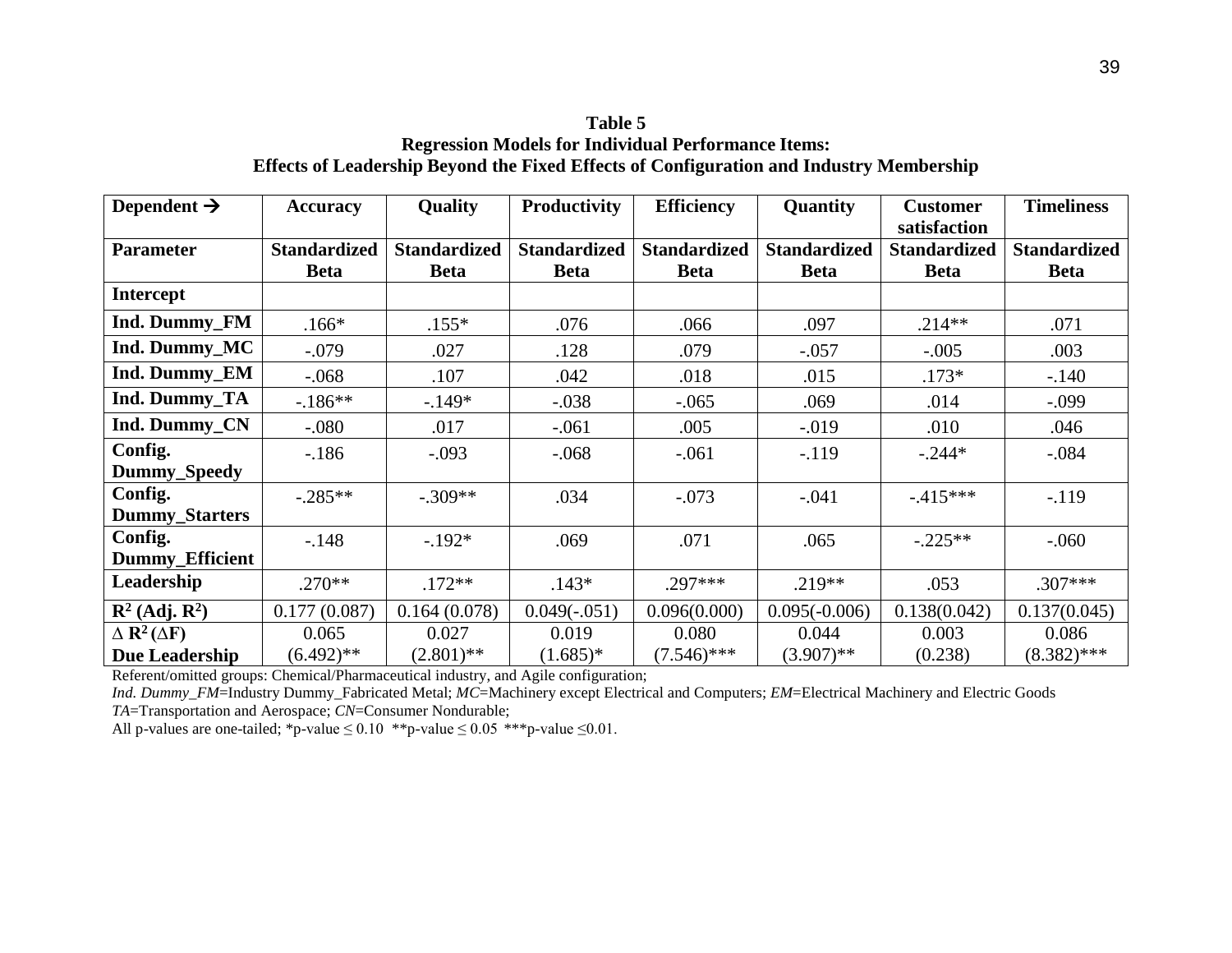**Table 5**
**Regression Models for Individual Performance Items:**
**Effects of Leadership Beyond the Fixed Effects of Configuration and Industry Membership**

| **Dependent →** | **Accuracy** | **Quality** | **Productivity** | **Efficiency** | **Quantity** | **Customer satisfaction** | **Timeliness** |
|---|---|---|---|---|---|---|---|
| **Parameter** | **Standardized Beta** | **Standardized Beta** | **Standardized Beta** | **Standardized Beta** | **Standardized Beta** | **Standardized Beta** | **Standardized Beta** |
| **Intercept** | | | | | | | |
| **Ind. Dummy_FM** | .166* | .155* | .076 | .066 | .097 | .214** | .071 |
| **Ind. Dummy_MC** | -.079 | .027 | .128 | .079 | -.057 | -.005 | .003 |
| **Ind. Dummy_EM** | -.068 | .107 | .042 | .018 | .015 | .173* | -.140 |
| **Ind. Dummy_TA** | -.186** | -.149* | -.038 | -.065 | .069 | .014 | -.099 |
| **Ind. Dummy_CN** | -.080 | .017 | -.061 | .005 | -.019 | .010 | .046 |
| **Config. Dummy_Speedy** | -.186 | -.093 | -.068 | -.061 | -.119 | -.244* | -.084 |
| **Config. Dummy_Starters** | -.285** | -.309** | .034 | -.073 | -.041 | -.415*** | -.119 |
| **Config. Dummy_Efficient** | -.148 | -.192* | .069 | .071 | .065 | -.225** | -.060 |
| **Leadership** | .270** | .172** | .143* | .297*** | .219** | .053 | .307*** |
| **$R^2$ (Adj. $R^2$)** | 0.177 (0.087) | 0.164 (0.078) | 0.049(-.051) | 0.096(0.000) | 0.095(-0.006) | 0.138(0.042) | 0.137(0.045) |
| **$\Delta R^2$ ($\Delta F$) Due Leadership** | 0.065 (6.492)** | 0.027 (2.801)** | 0.019 (1.685)* | 0.080 (7.546)*** | 0.044 (3.907)** | 0.003 (0.238) | 0.086 (8.382)*** |

Referent/omitted groups: Chemical/Pharmaceutical industry, and Agile configuration;
*Ind. Dummy_FM*=Industry Dummy_Fabricated Metal; *MC*=Machinery except Electrical and Computers; *EM*=Electrical Machinery and Electric Goods
*TA*=Transportation and Aerospace; *CN*=Consumer Nondurable;
All p-values are one-tailed; *p-value $\leq$ 0.10 **p-value $\leq$ 0.05 ***p-value $\leq$0.01.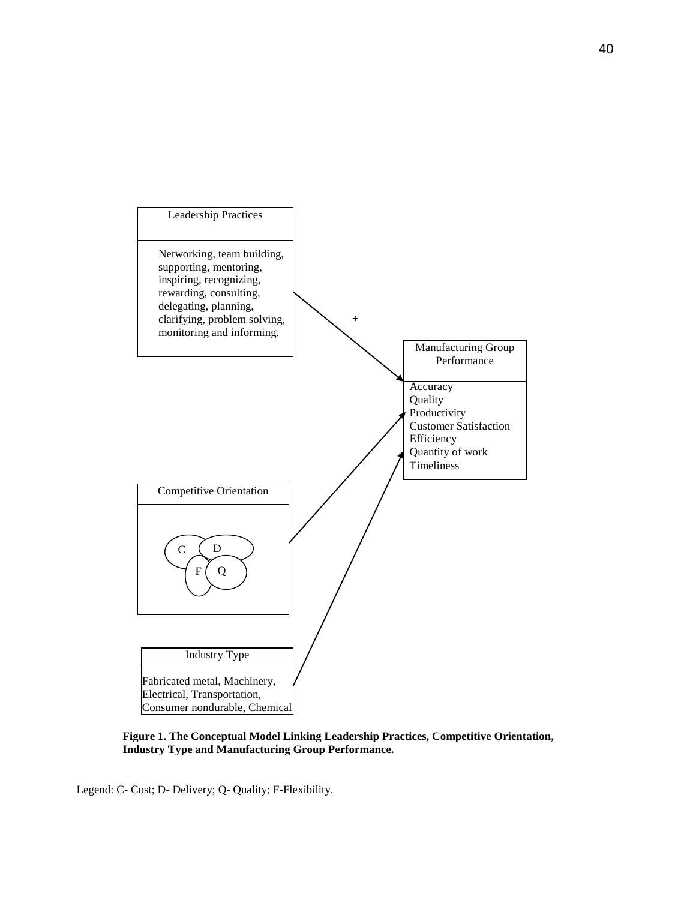Leadership Practices

Networking, team building, supporting, mentoring, inspiring, recognizing, rewarding, consulting, delegating, planning, clarifying, problem solving, monitoring and informing.

+

Manufacturing Group Performance

Accuracy
Quality
Productivity
Customer Satisfaction
Efficiency
Quantity of work
Timeliness

Competitive Orientation

C D F Q

Industry Type

Fabricated metal, Machinery, Electrical, Transportation, Consumer nondurable, Chemical

**Figure 1. The Conceptual Model Linking Leadership Practices, Competitive Orientation, Industry Type and Manufacturing Group Performance.**

Legend: C- Cost; D- Delivery; Q- Quality; F-Flexibility.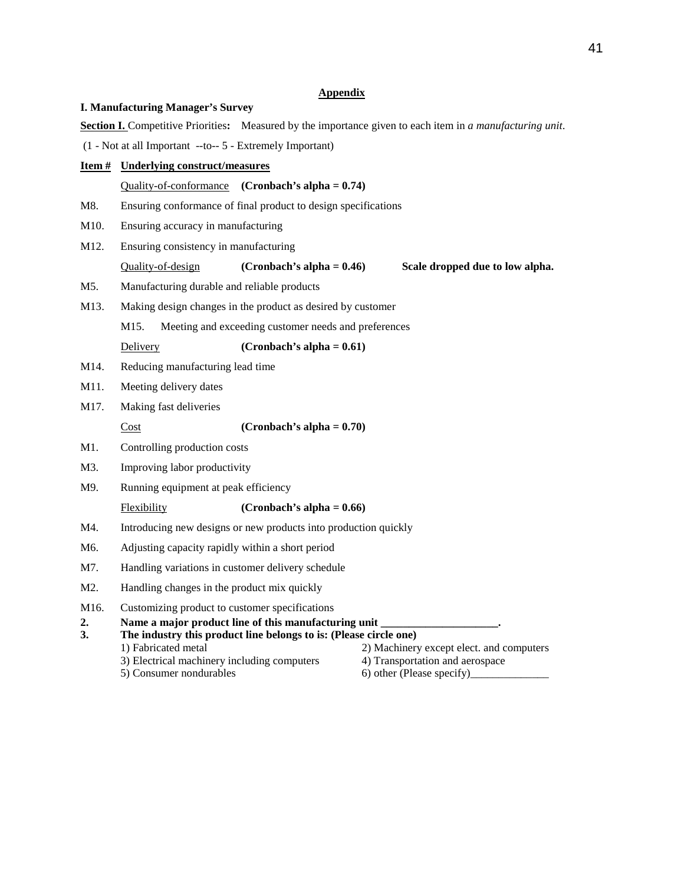## Appendix

**I. Manufacturing Manager's Survey**

**Section I.** Competitive Priorities**:** Measured by the importance given to each item in *a manufacturing unit*.

(1 - Not at all Important --to-- 5 - Extremely Important)

**Item #** **Underlying construct/measures**

Quality-of-conformance **(Cronbach's alpha = 0.74)**

M8. Ensuring conformance of final product to design specifications

M10. Ensuring accuracy in manufacturing

M12. Ensuring consistency in manufacturing

Quality-of-design **(Cronbach's alpha = 0.46)** **Scale dropped due to low alpha.**

M5. Manufacturing durable and reliable products

M13. Making design changes in the product as desired by customer

M15. Meeting and exceeding customer needs and preferences

Delivery **(Cronbach's alpha = 0.61)**

M14. Reducing manufacturing lead time

M11. Meeting delivery dates

M17. Making fast deliveries

Cost **(Cronbach's alpha = 0.70)**

M1. Controlling production costs

M3. Improving labor productivity

M9. Running equipment at peak efficiency

Flexibility **(Cronbach's alpha = 0.66)**

M4. Introducing new designs or new products into production quickly

M6. Adjusting capacity rapidly within a short period

M7. Handling variations in customer delivery schedule

M2. Handling changes in the product mix quickly

M16. Customizing product to customer specifications

**2. Name a major product line of this manufacturing unit ____________________.**

**3. The industry this product line belongs to is: (Please circle one)**

1) Fabricated metal
2) Machinery except elect. and computers
3) Electrical machinery including computers
4) Transportation and aerospace
5) Consumer nondurables
6) other (Please specify)______________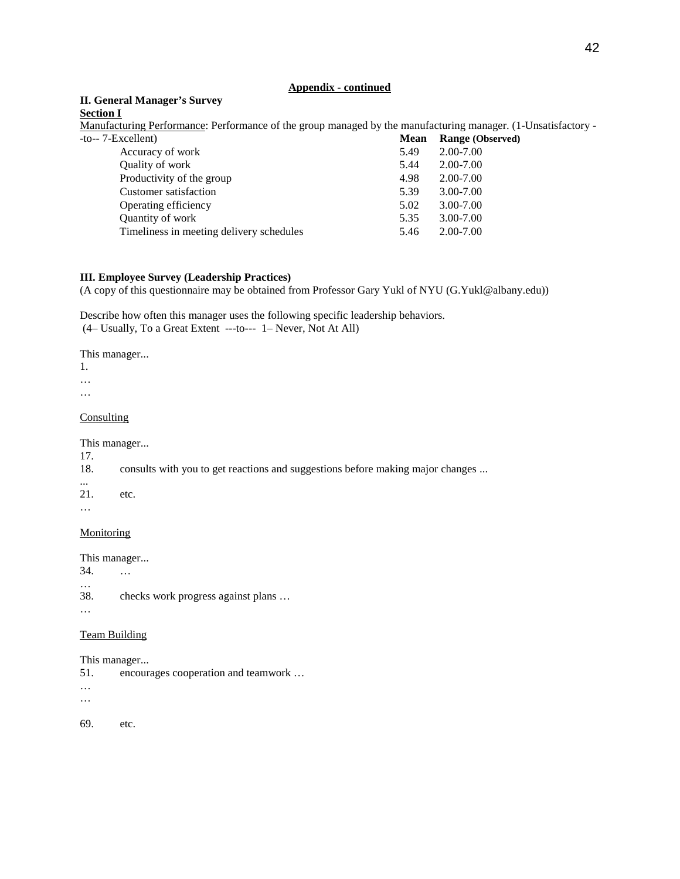**Appendix - continued**

**II. General Manager's Survey**

**Section I**

Manufacturing Performance: Performance of the group managed by the manufacturing manager. (1-Unsatisfactory --to-- 7-Excellent)

| | **Mean** | **Range (Observed)** |
|---|---|---|
| Accuracy of work | 5.49 | 2.00-7.00 |
| Quality of work | 5.44 | 2.00-7.00 |
| Productivity of the group | 4.98 | 2.00-7.00 |
| Customer satisfaction | 5.39 | 3.00-7.00 |
| Operating efficiency | 5.02 | 3.00-7.00 |
| Quantity of work | 5.35 | 3.00-7.00 |
| Timeliness in meeting delivery schedules | 5.46 | 2.00-7.00 |

**III. Employee Survey (Leadership Practices)**

(A copy of this questionnaire may be obtained from Professor Gary Yukl of NYU (G.Yukl@albany.edu))

Describe how often this manager uses the following specific leadership behaviors.
(4– Usually, To a Great Extent ---to--- 1– Never, Not At All)

This manager...

1.

…

…

Consulting

This manager...

17.

18. consults with you to get reactions and suggestions before making major changes ...

...

21. etc.

…

Monitoring

This manager...

34. …

…

38. checks work progress against plans …

…

Team Building

This manager...

51. encourages cooperation and teamwork …

…

…

69. etc.